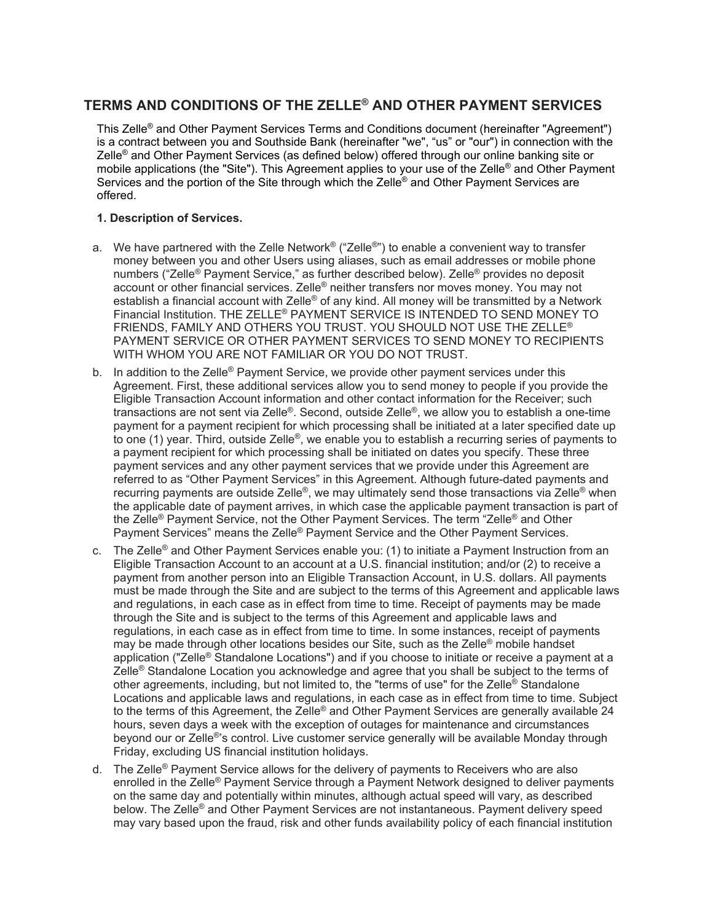# TERMS AND CONDITIONS OF THE ZELLE® AND OTHER PAYMENT SERVICES

This Zelle® and Other Payment Services Terms and Conditions document (hereinafter "Agreement") is a contract between you and Southside Bank (hereinafter "we", "us" or "our") in connection with the Zelle® and Other Payment Services (as defined below) offered through our online banking site or mobile applications (the "Site"). This Agreement applies to your use of the Zelle® and Other Payment Services and the portion of the Site through which the Zelle® and Other Payment Services are offered.

**1. Description of Services.**

a. We have partnered with the Zelle Network® ("Zelle®") to enable a convenient way to transfer money between you and other Users using aliases, such as email addresses or mobile phone numbers ("Zelle® Payment Service," as further described below). Zelle® provides no deposit account or other financial services. Zelle® neither transfers nor moves money. You may not establish a financial account with Zelle® of any kind. All money will be transmitted by a Network Financial Institution. THE ZELLE® PAYMENT SERVICE IS INTENDED TO SEND MONEY TO FRIENDS, FAMILY AND OTHERS YOU TRUST. YOU SHOULD NOT USE THE ZELLE® PAYMENT SERVICE OR OTHER PAYMENT SERVICES TO SEND MONEY TO RECIPIENTS WITH WHOM YOU ARE NOT FAMILIAR OR YOU DO NOT TRUST.

b. In addition to the Zelle® Payment Service, we provide other payment services under this Agreement. First, these additional services allow you to send money to people if you provide the Eligible Transaction Account information and other contact information for the Receiver; such transactions are not sent via Zelle®. Second, outside Zelle®, we allow you to establish a one-time payment for a payment recipient for which processing shall be initiated at a later specified date up to one (1) year. Third, outside Zelle®, we enable you to establish a recurring series of payments to a payment recipient for which processing shall be initiated on dates you specify. These three payment services and any other payment services that we provide under this Agreement are referred to as "Other Payment Services" in this Agreement. Although future-dated payments and recurring payments are outside Zelle®, we may ultimately send those transactions via Zelle® when the applicable date of payment arrives, in which case the applicable payment transaction is part of the Zelle® Payment Service, not the Other Payment Services. The term "Zelle® and Other Payment Services" means the Zelle® Payment Service and the Other Payment Services.

c. The Zelle® and Other Payment Services enable you: (1) to initiate a Payment Instruction from an Eligible Transaction Account to an account at a U.S. financial institution; and/or (2) to receive a payment from another person into an Eligible Transaction Account, in U.S. dollars. All payments must be made through the Site and are subject to the terms of this Agreement and applicable laws and regulations, in each case as in effect from time to time. Receipt of payments may be made through the Site and is subject to the terms of this Agreement and applicable laws and regulations, in each case as in effect from time to time. In some instances, receipt of payments may be made through other locations besides our Site, such as the Zelle® mobile handset application ("Zelle® Standalone Locations") and if you choose to initiate or receive a payment at a Zelle® Standalone Location you acknowledge and agree that you shall be subject to the terms of other agreements, including, but not limited to, the "terms of use" for the Zelle® Standalone Locations and applicable laws and regulations, in each case as in effect from time to time. Subject to the terms of this Agreement, the Zelle® and Other Payment Services are generally available 24 hours, seven days a week with the exception of outages for maintenance and circumstances beyond our or Zelle®'s control. Live customer service generally will be available Monday through Friday, excluding US financial institution holidays.

d. The Zelle® Payment Service allows for the delivery of payments to Receivers who are also enrolled in the Zelle® Payment Service through a Payment Network designed to deliver payments on the same day and potentially within minutes, although actual speed will vary, as described below. The Zelle® and Other Payment Services are not instantaneous. Payment delivery speed may vary based upon the fraud, risk and other funds availability policy of each financial institution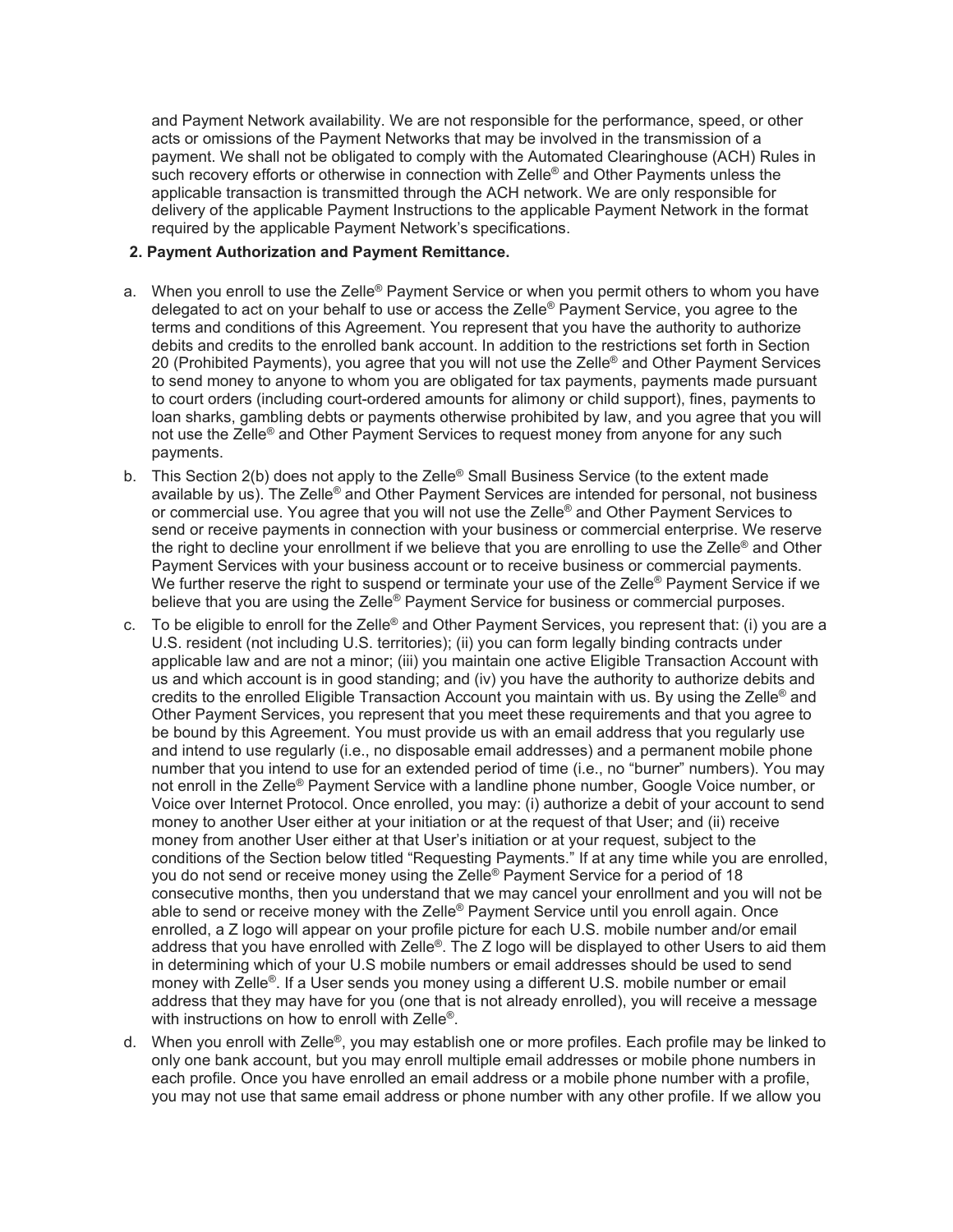and Payment Network availability. We are not responsible for the performance, speed, or other acts or omissions of the Payment Networks that may be involved in the transmission of a payment. We shall not be obligated to comply with the Automated Clearinghouse (ACH) Rules in such recovery efforts or otherwise in connection with Zelle® and Other Payments unless the applicable transaction is transmitted through the ACH network. We are only responsible for delivery of the applicable Payment Instructions to the applicable Payment Network in the format required by the applicable Payment Network's specifications.

**2. Payment Authorization and Payment Remittance.**

a. When you enroll to use the Zelle® Payment Service or when you permit others to whom you have delegated to act on your behalf to use or access the Zelle® Payment Service, you agree to the terms and conditions of this Agreement. You represent that you have the authority to authorize debits and credits to the enrolled bank account. In addition to the restrictions set forth in Section 20 (Prohibited Payments), you agree that you will not use the Zelle® and Other Payment Services to send money to anyone to whom you are obligated for tax payments, payments made pursuant to court orders (including court-ordered amounts for alimony or child support), fines, payments to loan sharks, gambling debts or payments otherwise prohibited by law, and you agree that you will not use the Zelle® and Other Payment Services to request money from anyone for any such payments.

b. This Section 2(b) does not apply to the Zelle® Small Business Service (to the extent made available by us). The Zelle® and Other Payment Services are intended for personal, not business or commercial use. You agree that you will not use the Zelle® and Other Payment Services to send or receive payments in connection with your business or commercial enterprise. We reserve the right to decline your enrollment if we believe that you are enrolling to use the Zelle® and Other Payment Services with your business account or to receive business or commercial payments. We further reserve the right to suspend or terminate your use of the Zelle® Payment Service if we believe that you are using the Zelle® Payment Service for business or commercial purposes.

c. To be eligible to enroll for the Zelle® and Other Payment Services, you represent that: (i) you are a U.S. resident (not including U.S. territories); (ii) you can form legally binding contracts under applicable law and are not a minor; (iii) you maintain one active Eligible Transaction Account with us and which account is in good standing; and (iv) you have the authority to authorize debits and credits to the enrolled Eligible Transaction Account you maintain with us. By using the Zelle® and Other Payment Services, you represent that you meet these requirements and that you agree to be bound by this Agreement. You must provide us with an email address that you regularly use and intend to use regularly (i.e., no disposable email addresses) and a permanent mobile phone number that you intend to use for an extended period of time (i.e., no "burner" numbers). You may not enroll in the Zelle® Payment Service with a landline phone number, Google Voice number, or Voice over Internet Protocol. Once enrolled, you may: (i) authorize a debit of your account to send money to another User either at your initiation or at the request of that User; and (ii) receive money from another User either at that User's initiation or at your request, subject to the conditions of the Section below titled "Requesting Payments." If at any time while you are enrolled, you do not send or receive money using the Zelle® Payment Service for a period of 18 consecutive months, then you understand that we may cancel your enrollment and you will not be able to send or receive money with the Zelle® Payment Service until you enroll again. Once enrolled, a Z logo will appear on your profile picture for each U.S. mobile number and/or email address that you have enrolled with Zelle®. The Z logo will be displayed to other Users to aid them in determining which of your U.S mobile numbers or email addresses should be used to send money with Zelle®. If a User sends you money using a different U.S. mobile number or email address that they may have for you (one that is not already enrolled), you will receive a message with instructions on how to enroll with Zelle®.

d. When you enroll with Zelle®, you may establish one or more profiles. Each profile may be linked to only one bank account, but you may enroll multiple email addresses or mobile phone numbers in each profile. Once you have enrolled an email address or a mobile phone number with a profile, you may not use that same email address or phone number with any other profile. If we allow you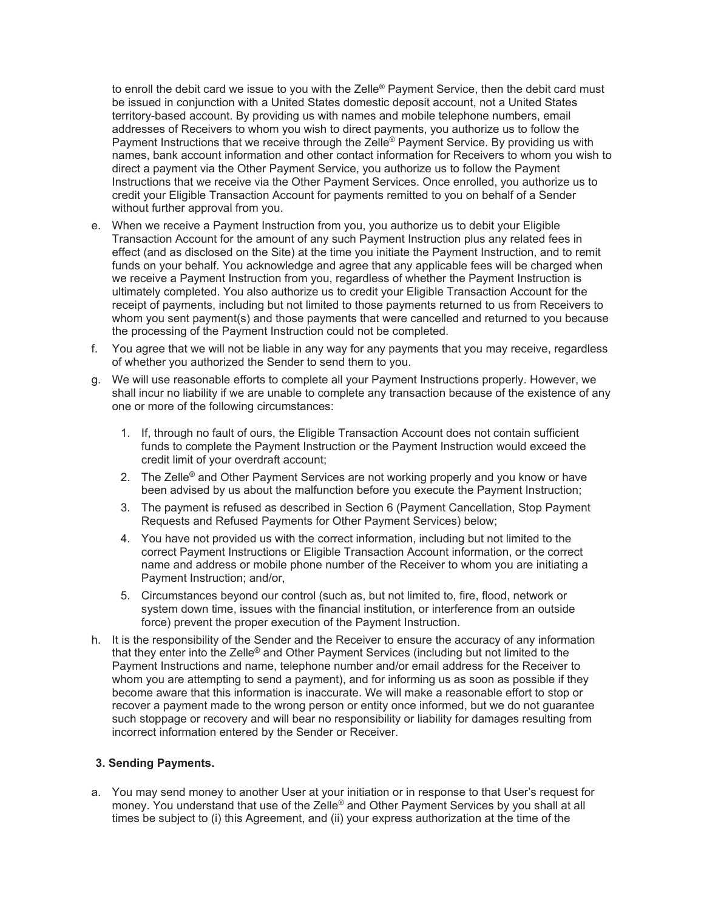to enroll the debit card we issue to you with the Zelle® Payment Service, then the debit card must be issued in conjunction with a United States domestic deposit account, not a United States territory-based account. By providing us with names and mobile telephone numbers, email addresses of Receivers to whom you wish to direct payments, you authorize us to follow the Payment Instructions that we receive through the Zelle® Payment Service. By providing us with names, bank account information and other contact information for Receivers to whom you wish to direct a payment via the Other Payment Service, you authorize us to follow the Payment Instructions that we receive via the Other Payment Services. Once enrolled, you authorize us to credit your Eligible Transaction Account for payments remitted to you on behalf of a Sender without further approval from you.

e. When we receive a Payment Instruction from you, you authorize us to debit your Eligible Transaction Account for the amount of any such Payment Instruction plus any related fees in effect (and as disclosed on the Site) at the time you initiate the Payment Instruction, and to remit funds on your behalf. You acknowledge and agree that any applicable fees will be charged when we receive a Payment Instruction from you, regardless of whether the Payment Instruction is ultimately completed. You also authorize us to credit your Eligible Transaction Account for the receipt of payments, including but not limited to those payments returned to us from Receivers to whom you sent payment(s) and those payments that were cancelled and returned to you because the processing of the Payment Instruction could not be completed.

f. You agree that we will not be liable in any way for any payments that you may receive, regardless of whether you authorized the Sender to send them to you.

g. We will use reasonable efforts to complete all your Payment Instructions properly. However, we shall incur no liability if we are unable to complete any transaction because of the existence of any one or more of the following circumstances:

   1. If, through no fault of ours, the Eligible Transaction Account does not contain sufficient funds to complete the Payment Instruction or the Payment Instruction would exceed the credit limit of your overdraft account;
   2. The Zelle® and Other Payment Services are not working properly and you know or have been advised by us about the malfunction before you execute the Payment Instruction;
   3. The payment is refused as described in Section 6 (Payment Cancellation, Stop Payment Requests and Refused Payments for Other Payment Services) below;
   4. You have not provided us with the correct information, including but not limited to the correct Payment Instructions or Eligible Transaction Account information, or the correct name and address or mobile phone number of the Receiver to whom you are initiating a Payment Instruction; and/or,
   5. Circumstances beyond our control (such as, but not limited to, fire, flood, network or system down time, issues with the financial institution, or interference from an outside force) prevent the proper execution of the Payment Instruction.

h. It is the responsibility of the Sender and the Receiver to ensure the accuracy of any information that they enter into the Zelle® and Other Payment Services (including but not limited to the Payment Instructions and name, telephone number and/or email address for the Receiver to whom you are attempting to send a payment), and for informing us as soon as possible if they become aware that this information is inaccurate. We will make a reasonable effort to stop or recover a payment made to the wrong person or entity once informed, but we do not guarantee such stoppage or recovery and will bear no responsibility or liability for damages resulting from incorrect information entered by the Sender or Receiver.

**3. Sending Payments.**

a. You may send money to another User at your initiation or in response to that User's request for money. You understand that use of the Zelle® and Other Payment Services by you shall at all times be subject to (i) this Agreement, and (ii) your express authorization at the time of the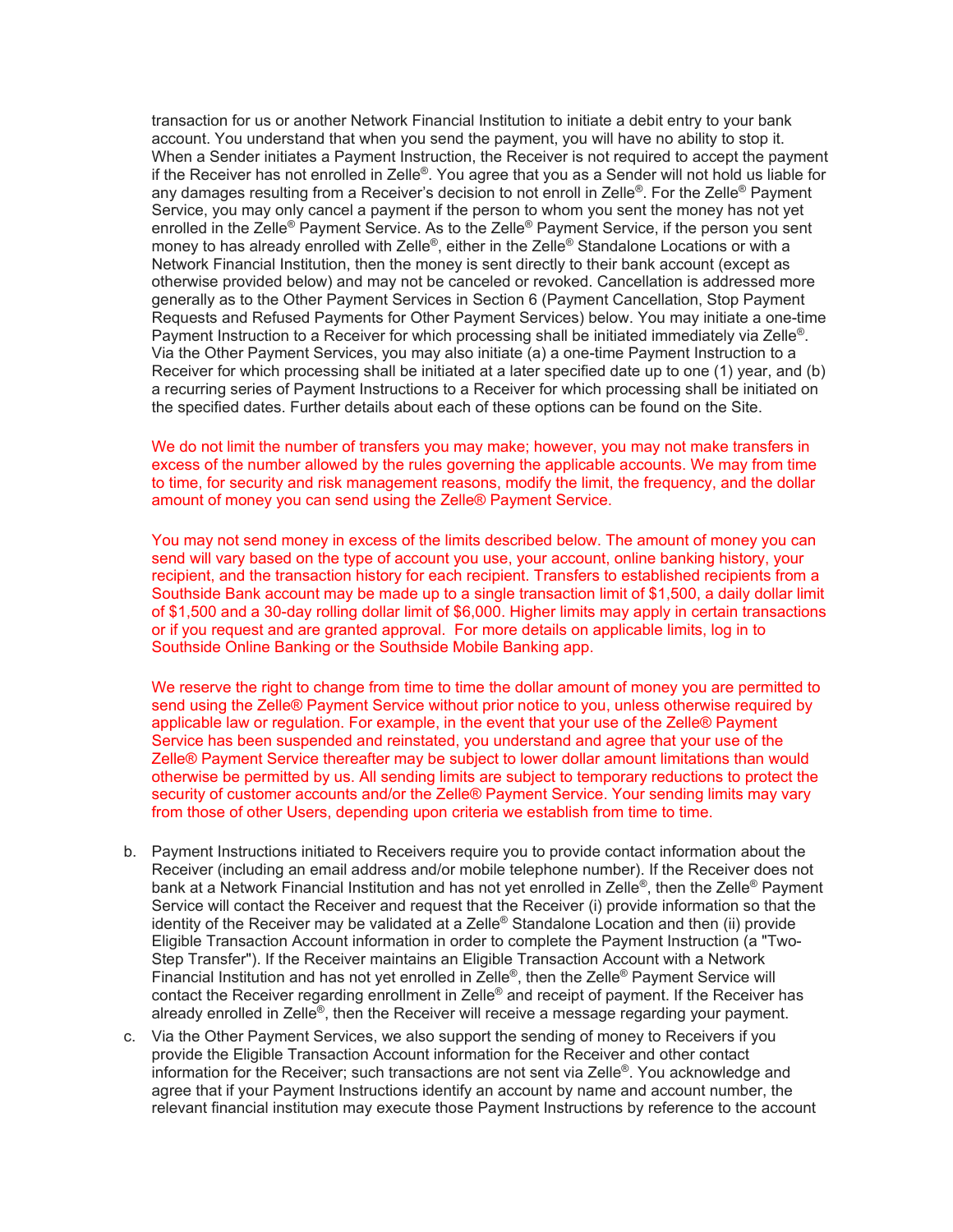transaction for us or another Network Financial Institution to initiate a debit entry to your bank account. You understand that when you send the payment, you will have no ability to stop it. When a Sender initiates a Payment Instruction, the Receiver is not required to accept the payment if the Receiver has not enrolled in Zelle®. You agree that you as a Sender will not hold us liable for any damages resulting from a Receiver's decision to not enroll in Zelle®. For the Zelle® Payment Service, you may only cancel a payment if the person to whom you sent the money has not yet enrolled in the Zelle® Payment Service. As to the Zelle® Payment Service, if the person you sent money to has already enrolled with Zelle®, either in the Zelle® Standalone Locations or with a Network Financial Institution, then the money is sent directly to their bank account (except as otherwise provided below) and may not be canceled or revoked. Cancellation is addressed more generally as to the Other Payment Services in Section 6 (Payment Cancellation, Stop Payment Requests and Refused Payments for Other Payment Services) below. You may initiate a one-time Payment Instruction to a Receiver for which processing shall be initiated immediately via Zelle®. Via the Other Payment Services, you may also initiate (a) a one-time Payment Instruction to a Receiver for which processing shall be initiated at a later specified date up to one (1) year, and (b) a recurring series of Payment Instructions to a Receiver for which processing shall be initiated on the specified dates. Further details about each of these options can be found on the Site.

We do not limit the number of transfers you may make; however, you may not make transfers in excess of the number allowed by the rules governing the applicable accounts. We may from time to time, for security and risk management reasons, modify the limit, the frequency, and the dollar amount of money you can send using the Zelle® Payment Service.

You may not send money in excess of the limits described below. The amount of money you can send will vary based on the type of account you use, your account, online banking history, your recipient, and the transaction history for each recipient. Transfers to established recipients from a Southside Bank account may be made up to a single transaction limit of $1,500, a daily dollar limit of $1,500 and a 30-day rolling dollar limit of $6,000. Higher limits may apply in certain transactions or if you request and are granted approval. For more details on applicable limits, log in to Southside Online Banking or the Southside Mobile Banking app.

We reserve the right to change from time to time the dollar amount of money you are permitted to send using the Zelle® Payment Service without prior notice to you, unless otherwise required by applicable law or regulation. For example, in the event that your use of the Zelle® Payment Service has been suspended and reinstated, you understand and agree that your use of the Zelle® Payment Service thereafter may be subject to lower dollar amount limitations than would otherwise be permitted by us. All sending limits are subject to temporary reductions to protect the security of customer accounts and/or the Zelle® Payment Service. Your sending limits may vary from those of other Users, depending upon criteria we establish from time to time.

b. Payment Instructions initiated to Receivers require you to provide contact information about the Receiver (including an email address and/or mobile telephone number). If the Receiver does not bank at a Network Financial Institution and has not yet enrolled in Zelle®, then the Zelle® Payment Service will contact the Receiver and request that the Receiver (i) provide information so that the identity of the Receiver may be validated at a Zelle® Standalone Location and then (ii) provide Eligible Transaction Account information in order to complete the Payment Instruction (a "Two-Step Transfer"). If the Receiver maintains an Eligible Transaction Account with a Network Financial Institution and has not yet enrolled in Zelle®, then the Zelle® Payment Service will contact the Receiver regarding enrollment in Zelle® and receipt of payment. If the Receiver has already enrolled in Zelle®, then the Receiver will receive a message regarding your payment.

c. Via the Other Payment Services, we also support the sending of money to Receivers if you provide the Eligible Transaction Account information for the Receiver and other contact information for the Receiver; such transactions are not sent via Zelle®. You acknowledge and agree that if your Payment Instructions identify an account by name and account number, the relevant financial institution may execute those Payment Instructions by reference to the account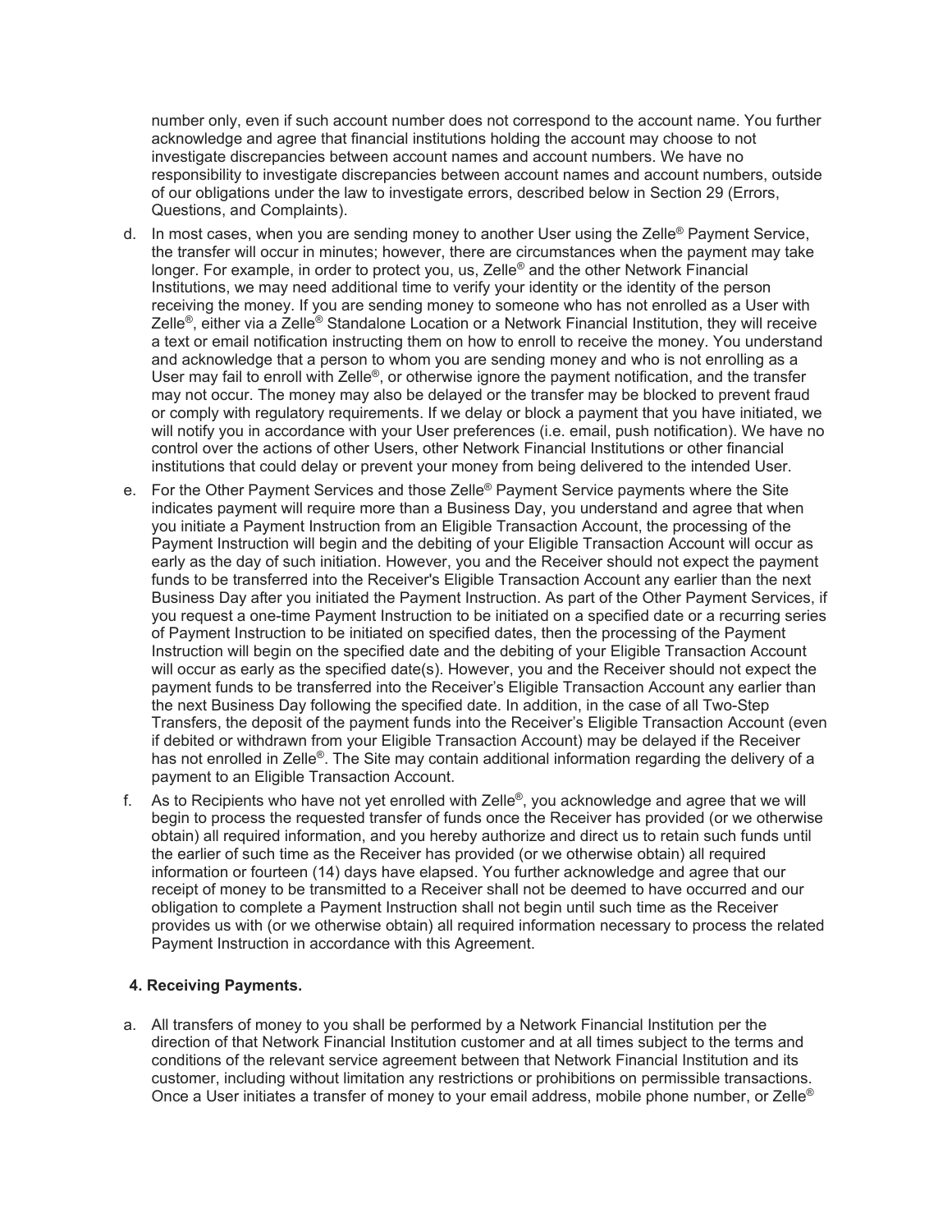number only, even if such account number does not correspond to the account name. You further acknowledge and agree that financial institutions holding the account may choose to not investigate discrepancies between account names and account numbers. We have no responsibility to investigate discrepancies between account names and account numbers, outside of our obligations under the law to investigate errors, described below in Section 29 (Errors, Questions, and Complaints).

d. In most cases, when you are sending money to another User using the Zelle® Payment Service, the transfer will occur in minutes; however, there are circumstances when the payment may take longer. For example, in order to protect you, us, Zelle® and the other Network Financial Institutions, we may need additional time to verify your identity or the identity of the person receiving the money. If you are sending money to someone who has not enrolled as a User with Zelle®, either via a Zelle® Standalone Location or a Network Financial Institution, they will receive a text or email notification instructing them on how to enroll to receive the money. You understand and acknowledge that a person to whom you are sending money and who is not enrolling as a User may fail to enroll with Zelle®, or otherwise ignore the payment notification, and the transfer may not occur. The money may also be delayed or the transfer may be blocked to prevent fraud or comply with regulatory requirements. If we delay or block a payment that you have initiated, we will notify you in accordance with your User preferences (i.e. email, push notification). We have no control over the actions of other Users, other Network Financial Institutions or other financial institutions that could delay or prevent your money from being delivered to the intended User.

e. For the Other Payment Services and those Zelle® Payment Service payments where the Site indicates payment will require more than a Business Day, you understand and agree that when you initiate a Payment Instruction from an Eligible Transaction Account, the processing of the Payment Instruction will begin and the debiting of your Eligible Transaction Account will occur as early as the day of such initiation. However, you and the Receiver should not expect the payment funds to be transferred into the Receiver's Eligible Transaction Account any earlier than the next Business Day after you initiated the Payment Instruction. As part of the Other Payment Services, if you request a one-time Payment Instruction to be initiated on a specified date or a recurring series of Payment Instruction to be initiated on specified dates, then the processing of the Payment Instruction will begin on the specified date and the debiting of your Eligible Transaction Account will occur as early as the specified date(s). However, you and the Receiver should not expect the payment funds to be transferred into the Receiver's Eligible Transaction Account any earlier than the next Business Day following the specified date. In addition, in the case of all Two-Step Transfers, the deposit of the payment funds into the Receiver's Eligible Transaction Account (even if debited or withdrawn from your Eligible Transaction Account) may be delayed if the Receiver has not enrolled in Zelle®. The Site may contain additional information regarding the delivery of a payment to an Eligible Transaction Account.

f. As to Recipients who have not yet enrolled with Zelle®, you acknowledge and agree that we will begin to process the requested transfer of funds once the Receiver has provided (or we otherwise obtain) all required information, and you hereby authorize and direct us to retain such funds until the earlier of such time as the Receiver has provided (or we otherwise obtain) all required information or fourteen (14) days have elapsed. You further acknowledge and agree that our receipt of money to be transmitted to a Receiver shall not be deemed to have occurred and our obligation to complete a Payment Instruction shall not begin until such time as the Receiver provides us with (or we otherwise obtain) all required information necessary to process the related Payment Instruction in accordance with this Agreement.

**4. Receiving Payments.**

a. All transfers of money to you shall be performed by a Network Financial Institution per the direction of that Network Financial Institution customer and at all times subject to the terms and conditions of the relevant service agreement between that Network Financial Institution and its customer, including without limitation any restrictions or prohibitions on permissible transactions. Once a User initiates a transfer of money to your email address, mobile phone number, or Zelle®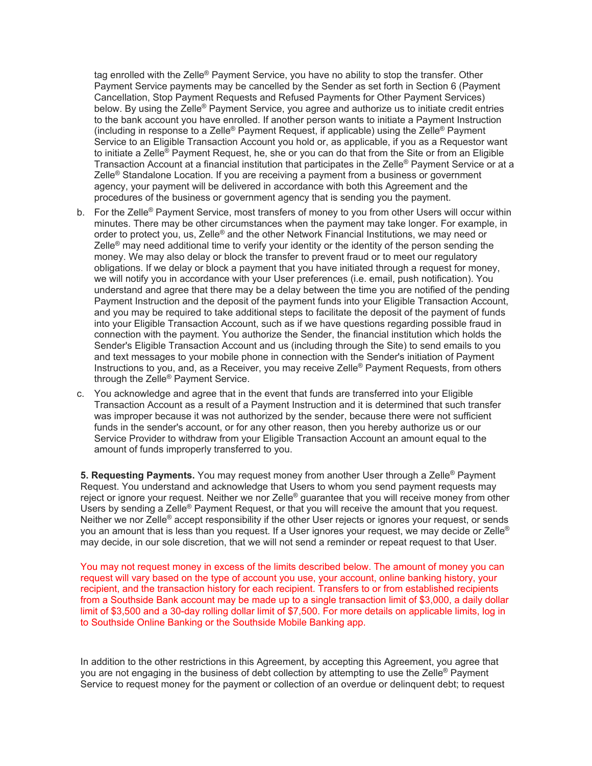tag enrolled with the Zelle® Payment Service, you have no ability to stop the transfer. Other Payment Service payments may be cancelled by the Sender as set forth in Section 6 (Payment Cancellation, Stop Payment Requests and Refused Payments for Other Payment Services) below. By using the Zelle® Payment Service, you agree and authorize us to initiate credit entries to the bank account you have enrolled. If another person wants to initiate a Payment Instruction (including in response to a Zelle® Payment Request, if applicable) using the Zelle® Payment Service to an Eligible Transaction Account you hold or, as applicable, if you as a Requestor want to initiate a Zelle® Payment Request, he, she or you can do that from the Site or from an Eligible Transaction Account at a financial institution that participates in the Zelle® Payment Service or at a Zelle® Standalone Location. If you are receiving a payment from a business or government agency, your payment will be delivered in accordance with both this Agreement and the procedures of the business or government agency that is sending you the payment.

b. For the Zelle® Payment Service, most transfers of money to you from other Users will occur within minutes. There may be other circumstances when the payment may take longer. For example, in order to protect you, us, Zelle® and the other Network Financial Institutions, we may need or Zelle® may need additional time to verify your identity or the identity of the person sending the money. We may also delay or block the transfer to prevent fraud or to meet our regulatory obligations. If we delay or block a payment that you have initiated through a request for money, we will notify you in accordance with your User preferences (i.e. email, push notification). You understand and agree that there may be a delay between the time you are notified of the pending Payment Instruction and the deposit of the payment funds into your Eligible Transaction Account, and you may be required to take additional steps to facilitate the deposit of the payment of funds into your Eligible Transaction Account, such as if we have questions regarding possible fraud in connection with the payment. You authorize the Sender, the financial institution which holds the Sender's Eligible Transaction Account and us (including through the Site) to send emails to you and text messages to your mobile phone in connection with the Sender's initiation of Payment Instructions to you, and, as a Receiver, you may receive Zelle® Payment Requests, from others through the Zelle® Payment Service.

c. You acknowledge and agree that in the event that funds are transferred into your Eligible Transaction Account as a result of a Payment Instruction and it is determined that such transfer was improper because it was not authorized by the sender, because there were not sufficient funds in the sender's account, or for any other reason, then you hereby authorize us or our Service Provider to withdraw from your Eligible Transaction Account an amount equal to the amount of funds improperly transferred to you.

**5. Requesting Payments.** You may request money from another User through a Zelle® Payment Request. You understand and acknowledge that Users to whom you send payment requests may reject or ignore your request. Neither we nor Zelle® guarantee that you will receive money from other Users by sending a Zelle® Payment Request, or that you will receive the amount that you request. Neither we nor Zelle® accept responsibility if the other User rejects or ignores your request, or sends you an amount that is less than you request. If a User ignores your request, we may decide or Zelle® may decide, in our sole discretion, that we will not send a reminder or repeat request to that User.

You may not request money in excess of the limits described below. The amount of money you can request will vary based on the type of account you use, your account, online banking history, your recipient, and the transaction history for each recipient. Transfers to or from established recipients from a Southside Bank account may be made up to a single transaction limit of $3,000, a daily dollar limit of $3,500 and a 30-day rolling dollar limit of $7,500. For more details on applicable limits, log in to Southside Online Banking or the Southside Mobile Banking app.

In addition to the other restrictions in this Agreement, by accepting this Agreement, you agree that you are not engaging in the business of debt collection by attempting to use the Zelle® Payment Service to request money for the payment or collection of an overdue or delinquent debt; to request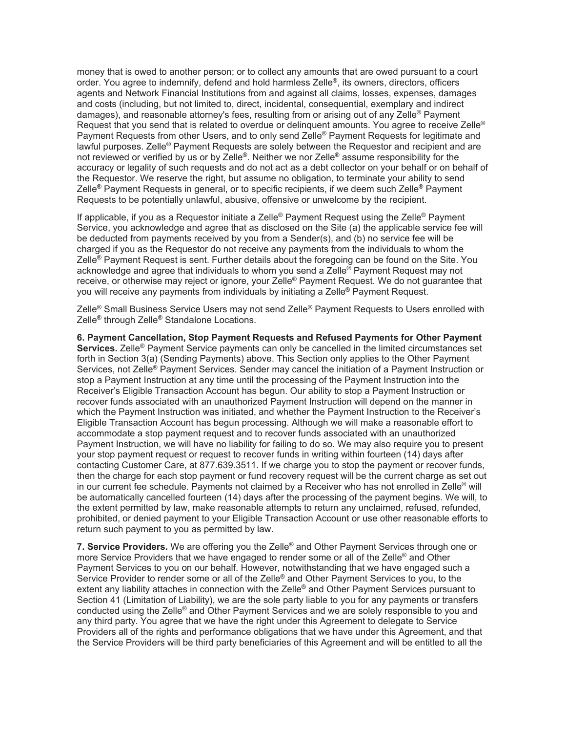money that is owed to another person; or to collect any amounts that are owed pursuant to a court order. You agree to indemnify, defend and hold harmless Zelle®, its owners, directors, officers agents and Network Financial Institutions from and against all claims, losses, expenses, damages and costs (including, but not limited to, direct, incidental, consequential, exemplary and indirect damages), and reasonable attorney's fees, resulting from or arising out of any Zelle® Payment Request that you send that is related to overdue or delinquent amounts. You agree to receive Zelle® Payment Requests from other Users, and to only send Zelle® Payment Requests for legitimate and lawful purposes. Zelle® Payment Requests are solely between the Requestor and recipient and are not reviewed or verified by us or by Zelle®. Neither we nor Zelle® assume responsibility for the accuracy or legality of such requests and do not act as a debt collector on your behalf or on behalf of the Requestor. We reserve the right, but assume no obligation, to terminate your ability to send Zelle® Payment Requests in general, or to specific recipients, if we deem such Zelle® Payment Requests to be potentially unlawful, abusive, offensive or unwelcome by the recipient.

If applicable, if you as a Requestor initiate a Zelle® Payment Request using the Zelle® Payment Service, you acknowledge and agree that as disclosed on the Site (a) the applicable service fee will be deducted from payments received by you from a Sender(s), and (b) no service fee will be charged if you as the Requestor do not receive any payments from the individuals to whom the Zelle® Payment Request is sent. Further details about the foregoing can be found on the Site. You acknowledge and agree that individuals to whom you send a Zelle® Payment Request may not receive, or otherwise may reject or ignore, your Zelle® Payment Request. We do not guarantee that you will receive any payments from individuals by initiating a Zelle® Payment Request.

Zelle® Small Business Service Users may not send Zelle® Payment Requests to Users enrolled with Zelle® through Zelle® Standalone Locations.

**6. Payment Cancellation, Stop Payment Requests and Refused Payments for Other Payment Services.** Zelle® Payment Service payments can only be cancelled in the limited circumstances set forth in Section 3(a) (Sending Payments) above. This Section only applies to the Other Payment Services, not Zelle® Payment Services. Sender may cancel the initiation of a Payment Instruction or stop a Payment Instruction at any time until the processing of the Payment Instruction into the Receiver's Eligible Transaction Account has begun. Our ability to stop a Payment Instruction or recover funds associated with an unauthorized Payment Instruction will depend on the manner in which the Payment Instruction was initiated, and whether the Payment Instruction to the Receiver's Eligible Transaction Account has begun processing. Although we will make a reasonable effort to accommodate a stop payment request and to recover funds associated with an unauthorized Payment Instruction, we will have no liability for failing to do so. We may also require you to present your stop payment request or request to recover funds in writing within fourteen (14) days after contacting Customer Care, at 877.639.3511. If we charge you to stop the payment or recover funds, then the charge for each stop payment or fund recovery request will be the current charge as set out in our current fee schedule. Payments not claimed by a Receiver who has not enrolled in Zelle® will be automatically cancelled fourteen (14) days after the processing of the payment begins. We will, to the extent permitted by law, make reasonable attempts to return any unclaimed, refused, refunded, prohibited, or denied payment to your Eligible Transaction Account or use other reasonable efforts to return such payment to you as permitted by law.

**7. Service Providers.** We are offering you the Zelle® and Other Payment Services through one or more Service Providers that we have engaged to render some or all of the Zelle® and Other Payment Services to you on our behalf. However, notwithstanding that we have engaged such a Service Provider to render some or all of the Zelle® and Other Payment Services to you, to the extent any liability attaches in connection with the Zelle® and Other Payment Services pursuant to Section 41 (Limitation of Liability), we are the sole party liable to you for any payments or transfers conducted using the Zelle® and Other Payment Services and we are solely responsible to you and any third party. You agree that we have the right under this Agreement to delegate to Service Providers all of the rights and performance obligations that we have under this Agreement, and that the Service Providers will be third party beneficiaries of this Agreement and will be entitled to all the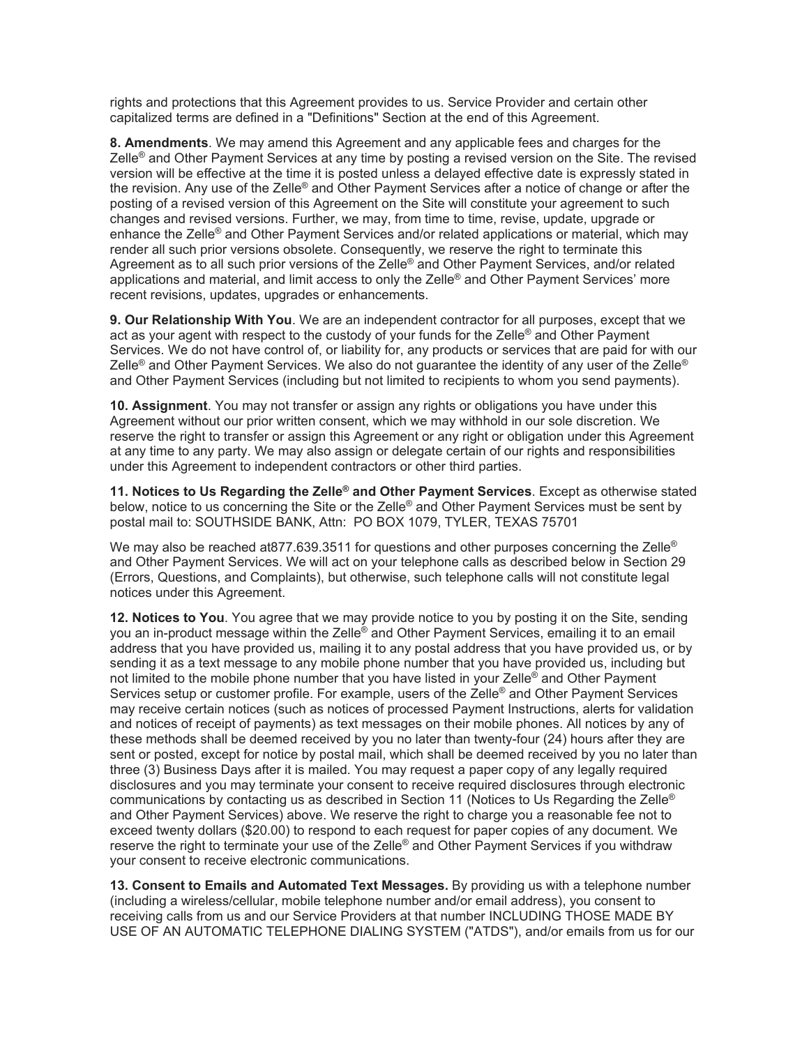rights and protections that this Agreement provides to us. Service Provider and certain other capitalized terms are defined in a "Definitions" Section at the end of this Agreement.

**8. Amendments**. We may amend this Agreement and any applicable fees and charges for the Zelle® and Other Payment Services at any time by posting a revised version on the Site. The revised version will be effective at the time it is posted unless a delayed effective date is expressly stated in the revision. Any use of the Zelle® and Other Payment Services after a notice of change or after the posting of a revised version of this Agreement on the Site will constitute your agreement to such changes and revised versions. Further, we may, from time to time, revise, update, upgrade or enhance the Zelle® and Other Payment Services and/or related applications or material, which may render all such prior versions obsolete. Consequently, we reserve the right to terminate this Agreement as to all such prior versions of the Zelle® and Other Payment Services, and/or related applications and material, and limit access to only the Zelle® and Other Payment Services' more recent revisions, updates, upgrades or enhancements.

**9. Our Relationship With You**. We are an independent contractor for all purposes, except that we act as your agent with respect to the custody of your funds for the Zelle® and Other Payment Services. We do not have control of, or liability for, any products or services that are paid for with our Zelle® and Other Payment Services. We also do not guarantee the identity of any user of the Zelle® and Other Payment Services (including but not limited to recipients to whom you send payments).

**10. Assignment**. You may not transfer or assign any rights or obligations you have under this Agreement without our prior written consent, which we may withhold in our sole discretion. We reserve the right to transfer or assign this Agreement or any right or obligation under this Agreement at any time to any party. We may also assign or delegate certain of our rights and responsibilities under this Agreement to independent contractors or other third parties.

**11. Notices to Us Regarding the Zelle® and Other Payment Services**. Except as otherwise stated below, notice to us concerning the Site or the Zelle® and Other Payment Services must be sent by postal mail to: SOUTHSIDE BANK, Attn: PO BOX 1079, TYLER, TEXAS 75701

We may also be reached at877.639.3511 for questions and other purposes concerning the Zelle® and Other Payment Services. We will act on your telephone calls as described below in Section 29 (Errors, Questions, and Complaints), but otherwise, such telephone calls will not constitute legal notices under this Agreement.

**12. Notices to You**. You agree that we may provide notice to you by posting it on the Site, sending you an in-product message within the Zelle® and Other Payment Services, emailing it to an email address that you have provided us, mailing it to any postal address that you have provided us, or by sending it as a text message to any mobile phone number that you have provided us, including but not limited to the mobile phone number that you have listed in your Zelle® and Other Payment Services setup or customer profile. For example, users of the Zelle® and Other Payment Services may receive certain notices (such as notices of processed Payment Instructions, alerts for validation and notices of receipt of payments) as text messages on their mobile phones. All notices by any of these methods shall be deemed received by you no later than twenty-four (24) hours after they are sent or posted, except for notice by postal mail, which shall be deemed received by you no later than three (3) Business Days after it is mailed. You may request a paper copy of any legally required disclosures and you may terminate your consent to receive required disclosures through electronic communications by contacting us as described in Section 11 (Notices to Us Regarding the Zelle® and Other Payment Services) above. We reserve the right to charge you a reasonable fee not to exceed twenty dollars ($20.00) to respond to each request for paper copies of any document. We reserve the right to terminate your use of the Zelle® and Other Payment Services if you withdraw your consent to receive electronic communications.

**13. Consent to Emails and Automated Text Messages.** By providing us with a telephone number (including a wireless/cellular, mobile telephone number and/or email address), you consent to receiving calls from us and our Service Providers at that number INCLUDING THOSE MADE BY USE OF AN AUTOMATIC TELEPHONE DIALING SYSTEM ("ATDS"), and/or emails from us for our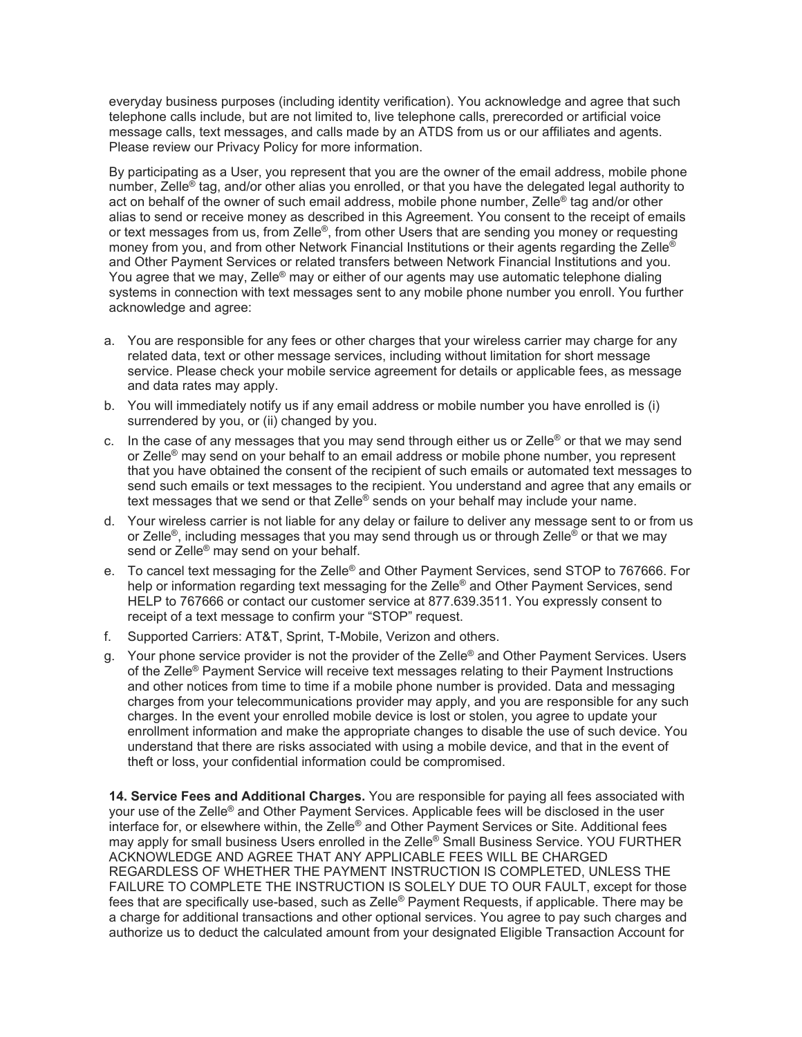everyday business purposes (including identity verification). You acknowledge and agree that such telephone calls include, but are not limited to, live telephone calls, prerecorded or artificial voice message calls, text messages, and calls made by an ATDS from us or our affiliates and agents. Please review our Privacy Policy for more information.

By participating as a User, you represent that you are the owner of the email address, mobile phone number, Zelle® tag, and/or other alias you enrolled, or that you have the delegated legal authority to act on behalf of the owner of such email address, mobile phone number, Zelle® tag and/or other alias to send or receive money as described in this Agreement. You consent to the receipt of emails or text messages from us, from Zelle®, from other Users that are sending you money or requesting money from you, and from other Network Financial Institutions or their agents regarding the Zelle® and Other Payment Services or related transfers between Network Financial Institutions and you. You agree that we may, Zelle® may or either of our agents may use automatic telephone dialing systems in connection with text messages sent to any mobile phone number you enroll. You further acknowledge and agree:

a. You are responsible for any fees or other charges that your wireless carrier may charge for any related data, text or other message services, including without limitation for short message service. Please check your mobile service agreement for details or applicable fees, as message and data rates may apply.
b. You will immediately notify us if any email address or mobile number you have enrolled is (i) surrendered by you, or (ii) changed by you.
c. In the case of any messages that you may send through either us or Zelle® or that we may send or Zelle® may send on your behalf to an email address or mobile phone number, you represent that you have obtained the consent of the recipient of such emails or automated text messages to send such emails or text messages to the recipient. You understand and agree that any emails or text messages that we send or that Zelle® sends on your behalf may include your name.
d. Your wireless carrier is not liable for any delay or failure to deliver any message sent to or from us or Zelle®, including messages that you may send through us or through Zelle® or that we may send or Zelle® may send on your behalf.
e. To cancel text messaging for the Zelle® and Other Payment Services, send STOP to 767666. For help or information regarding text messaging for the Zelle® and Other Payment Services, send HELP to 767666 or contact our customer service at 877.639.3511. You expressly consent to receipt of a text message to confirm your "STOP" request.
f. Supported Carriers: AT&T, Sprint, T-Mobile, Verizon and others.
g. Your phone service provider is not the provider of the Zelle® and Other Payment Services. Users of the Zelle® Payment Service will receive text messages relating to their Payment Instructions and other notices from time to time if a mobile phone number is provided. Data and messaging charges from your telecommunications provider may apply, and you are responsible for any such charges. In the event your enrolled mobile device is lost or stolen, you agree to update your enrollment information and make the appropriate changes to disable the use of such device. You understand that there are risks associated with using a mobile device, and that in the event of theft or loss, your confidential information could be compromised.

**14. Service Fees and Additional Charges.** You are responsible for paying all fees associated with your use of the Zelle® and Other Payment Services. Applicable fees will be disclosed in the user interface for, or elsewhere within, the Zelle® and Other Payment Services or Site. Additional fees may apply for small business Users enrolled in the Zelle® Small Business Service. YOU FURTHER ACKNOWLEDGE AND AGREE THAT ANY APPLICABLE FEES WILL BE CHARGED REGARDLESS OF WHETHER THE PAYMENT INSTRUCTION IS COMPLETED, UNLESS THE FAILURE TO COMPLETE THE INSTRUCTION IS SOLELY DUE TO OUR FAULT, except for those fees that are specifically use-based, such as Zelle® Payment Requests, if applicable. There may be a charge for additional transactions and other optional services. You agree to pay such charges and authorize us to deduct the calculated amount from your designated Eligible Transaction Account for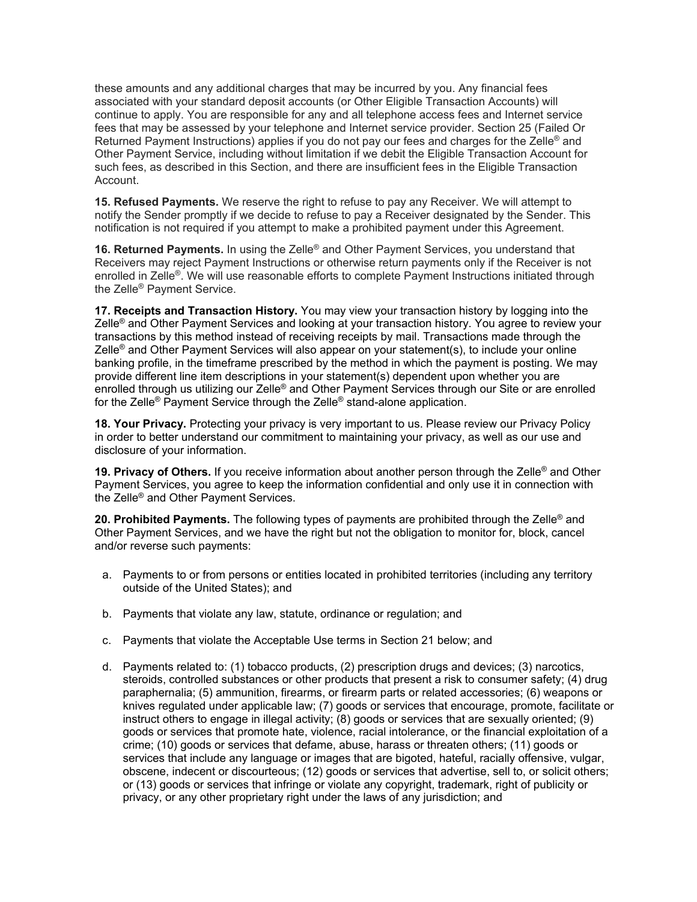these amounts and any additional charges that may be incurred by you. Any financial fees associated with your standard deposit accounts (or Other Eligible Transaction Accounts) will continue to apply. You are responsible for any and all telephone access fees and Internet service fees that may be assessed by your telephone and Internet service provider. Section 25 (Failed Or Returned Payment Instructions) applies if you do not pay our fees and charges for the Zelle® and Other Payment Service, including without limitation if we debit the Eligible Transaction Account for such fees, as described in this Section, and there are insufficient fees in the Eligible Transaction Account.

**15. Refused Payments.** We reserve the right to refuse to pay any Receiver. We will attempt to notify the Sender promptly if we decide to refuse to pay a Receiver designated by the Sender. This notification is not required if you attempt to make a prohibited payment under this Agreement.

**16. Returned Payments.** In using the Zelle® and Other Payment Services, you understand that Receivers may reject Payment Instructions or otherwise return payments only if the Receiver is not enrolled in Zelle®. We will use reasonable efforts to complete Payment Instructions initiated through the Zelle® Payment Service.

**17. Receipts and Transaction History.** You may view your transaction history by logging into the Zelle® and Other Payment Services and looking at your transaction history. You agree to review your transactions by this method instead of receiving receipts by mail. Transactions made through the Zelle® and Other Payment Services will also appear on your statement(s), to include your online banking profile, in the timeframe prescribed by the method in which the payment is posting. We may provide different line item descriptions in your statement(s) dependent upon whether you are enrolled through us utilizing our Zelle® and Other Payment Services through our Site or are enrolled for the Zelle® Payment Service through the Zelle® stand-alone application.

**18. Your Privacy.** Protecting your privacy is very important to us. Please review our Privacy Policy in order to better understand our commitment to maintaining your privacy, as well as our use and disclosure of your information.

**19. Privacy of Others.** If you receive information about another person through the Zelle® and Other Payment Services, you agree to keep the information confidential and only use it in connection with the Zelle® and Other Payment Services.

**20. Prohibited Payments.** The following types of payments are prohibited through the Zelle® and Other Payment Services, and we have the right but not the obligation to monitor for, block, cancel and/or reverse such payments:

a. Payments to or from persons or entities located in prohibited territories (including any territory outside of the United States); and

b. Payments that violate any law, statute, ordinance or regulation; and

c. Payments that violate the Acceptable Use terms in Section 21 below; and

d. Payments related to: (1) tobacco products, (2) prescription drugs and devices; (3) narcotics, steroids, controlled substances or other products that present a risk to consumer safety; (4) drug paraphernalia; (5) ammunition, firearms, or firearm parts or related accessories; (6) weapons or knives regulated under applicable law; (7) goods or services that encourage, promote, facilitate or instruct others to engage in illegal activity; (8) goods or services that are sexually oriented; (9) goods or services that promote hate, violence, racial intolerance, or the financial exploitation of a crime; (10) goods or services that defame, abuse, harass or threaten others; (11) goods or services that include any language or images that are bigoted, hateful, racially offensive, vulgar, obscene, indecent or discourteous; (12) goods or services that advertise, sell to, or solicit others; or (13) goods or services that infringe or violate any copyright, trademark, right of publicity or privacy, or any other proprietary right under the laws of any jurisdiction; and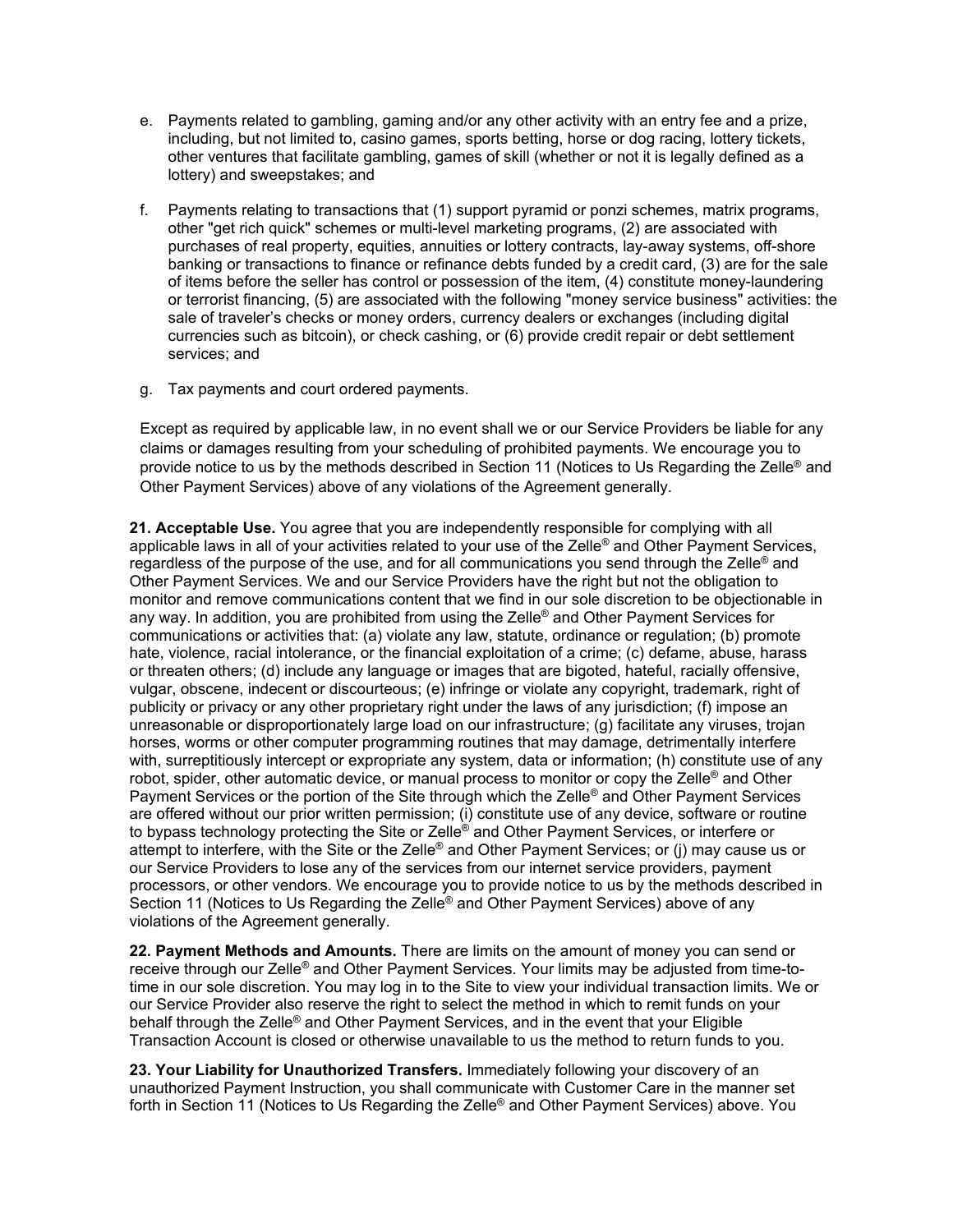e. Payments related to gambling, gaming and/or any other activity with an entry fee and a prize, including, but not limited to, casino games, sports betting, horse or dog racing, lottery tickets, other ventures that facilitate gambling, games of skill (whether or not it is legally defined as a lottery) and sweepstakes; and

f. Payments relating to transactions that (1) support pyramid or ponzi schemes, matrix programs, other "get rich quick" schemes or multi-level marketing programs, (2) are associated with purchases of real property, equities, annuities or lottery contracts, lay-away systems, off-shore banking or transactions to finance or refinance debts funded by a credit card, (3) are for the sale of items before the seller has control or possession of the item, (4) constitute money-laundering or terrorist financing, (5) are associated with the following "money service business" activities: the sale of traveler's checks or money orders, currency dealers or exchanges (including digital currencies such as bitcoin), or check cashing, or (6) provide credit repair or debt settlement services; and

g. Tax payments and court ordered payments.

Except as required by applicable law, in no event shall we or our Service Providers be liable for any claims or damages resulting from your scheduling of prohibited payments. We encourage you to provide notice to us by the methods described in Section 11 (Notices to Us Regarding the Zelle® and Other Payment Services) above of any violations of the Agreement generally.

**21. Acceptable Use.** You agree that you are independently responsible for complying with all applicable laws in all of your activities related to your use of the Zelle® and Other Payment Services, regardless of the purpose of the use, and for all communications you send through the Zelle® and Other Payment Services. We and our Service Providers have the right but not the obligation to monitor and remove communications content that we find in our sole discretion to be objectionable in any way. In addition, you are prohibited from using the Zelle® and Other Payment Services for communications or activities that: (a) violate any law, statute, ordinance or regulation; (b) promote hate, violence, racial intolerance, or the financial exploitation of a crime; (c) defame, abuse, harass or threaten others; (d) include any language or images that are bigoted, hateful, racially offensive, vulgar, obscene, indecent or discourteous; (e) infringe or violate any copyright, trademark, right of publicity or privacy or any other proprietary right under the laws of any jurisdiction; (f) impose an unreasonable or disproportionately large load on our infrastructure; (g) facilitate any viruses, trojan horses, worms or other computer programming routines that may damage, detrimentally interfere with, surreptitiously intercept or expropriate any system, data or information; (h) constitute use of any robot, spider, other automatic device, or manual process to monitor or copy the Zelle® and Other Payment Services or the portion of the Site through which the Zelle® and Other Payment Services are offered without our prior written permission; (i) constitute use of any device, software or routine to bypass technology protecting the Site or Zelle® and Other Payment Services, or interfere or attempt to interfere, with the Site or the Zelle® and Other Payment Services; or (j) may cause us or our Service Providers to lose any of the services from our internet service providers, payment processors, or other vendors. We encourage you to provide notice to us by the methods described in Section 11 (Notices to Us Regarding the Zelle® and Other Payment Services) above of any violations of the Agreement generally.

**22. Payment Methods and Amounts.** There are limits on the amount of money you can send or receive through our Zelle® and Other Payment Services. Your limits may be adjusted from time-to-time in our sole discretion. You may log in to the Site to view your individual transaction limits. We or our Service Provider also reserve the right to select the method in which to remit funds on your behalf through the Zelle® and Other Payment Services, and in the event that your Eligible Transaction Account is closed or otherwise unavailable to us the method to return funds to you.

**23. Your Liability for Unauthorized Transfers.** Immediately following your discovery of an unauthorized Payment Instruction, you shall communicate with Customer Care in the manner set forth in Section 11 (Notices to Us Regarding the Zelle® and Other Payment Services) above. You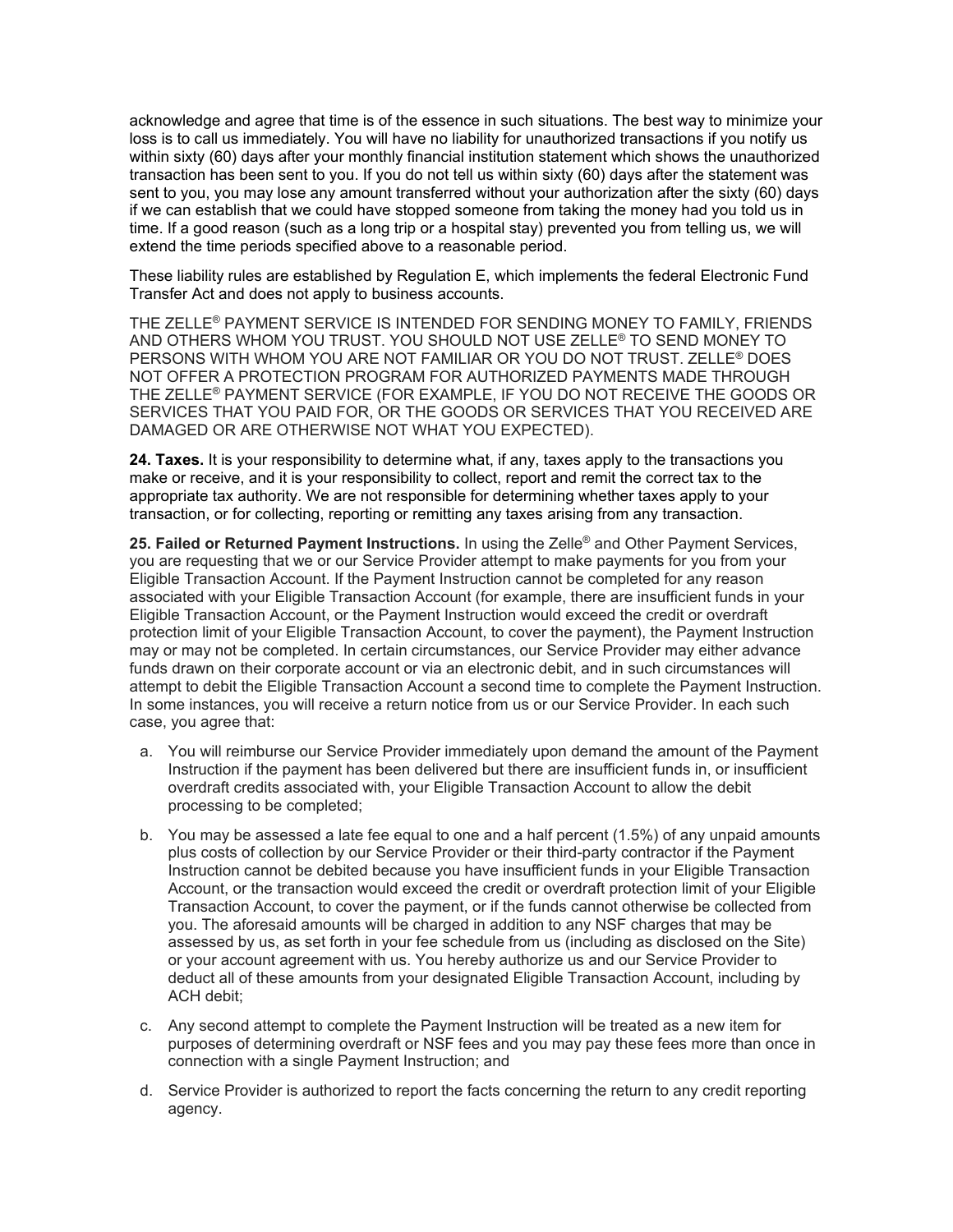acknowledge and agree that time is of the essence in such situations. The best way to minimize your loss is to call us immediately. You will have no liability for unauthorized transactions if you notify us within sixty (60) days after your monthly financial institution statement which shows the unauthorized transaction has been sent to you. If you do not tell us within sixty (60) days after the statement was sent to you, you may lose any amount transferred without your authorization after the sixty (60) days if we can establish that we could have stopped someone from taking the money had you told us in time. If a good reason (such as a long trip or a hospital stay) prevented you from telling us, we will extend the time periods specified above to a reasonable period.

These liability rules are established by Regulation E, which implements the federal Electronic Fund Transfer Act and does not apply to business accounts.

THE ZELLE® PAYMENT SERVICE IS INTENDED FOR SENDING MONEY TO FAMILY, FRIENDS AND OTHERS WHOM YOU TRUST. YOU SHOULD NOT USE ZELLE® TO SEND MONEY TO PERSONS WITH WHOM YOU ARE NOT FAMILIAR OR YOU DO NOT TRUST. ZELLE® DOES NOT OFFER A PROTECTION PROGRAM FOR AUTHORIZED PAYMENTS MADE THROUGH THE ZELLE® PAYMENT SERVICE (FOR EXAMPLE, IF YOU DO NOT RECEIVE THE GOODS OR SERVICES THAT YOU PAID FOR, OR THE GOODS OR SERVICES THAT YOU RECEIVED ARE DAMAGED OR ARE OTHERWISE NOT WHAT YOU EXPECTED).

**24. Taxes.** It is your responsibility to determine what, if any, taxes apply to the transactions you make or receive, and it is your responsibility to collect, report and remit the correct tax to the appropriate tax authority. We are not responsible for determining whether taxes apply to your transaction, or for collecting, reporting or remitting any taxes arising from any transaction.

**25. Failed or Returned Payment Instructions.** In using the Zelle® and Other Payment Services, you are requesting that we or our Service Provider attempt to make payments for you from your Eligible Transaction Account. If the Payment Instruction cannot be completed for any reason associated with your Eligible Transaction Account (for example, there are insufficient funds in your Eligible Transaction Account, or the Payment Instruction would exceed the credit or overdraft protection limit of your Eligible Transaction Account, to cover the payment), the Payment Instruction may or may not be completed. In certain circumstances, our Service Provider may either advance funds drawn on their corporate account or via an electronic debit, and in such circumstances will attempt to debit the Eligible Transaction Account a second time to complete the Payment Instruction. In some instances, you will receive a return notice from us or our Service Provider. In each such case, you agree that:

a. You will reimburse our Service Provider immediately upon demand the amount of the Payment Instruction if the payment has been delivered but there are insufficient funds in, or insufficient overdraft credits associated with, your Eligible Transaction Account to allow the debit processing to be completed;

b. You may be assessed a late fee equal to one and a half percent (1.5%) of any unpaid amounts plus costs of collection by our Service Provider or their third-party contractor if the Payment Instruction cannot be debited because you have insufficient funds in your Eligible Transaction Account, or the transaction would exceed the credit or overdraft protection limit of your Eligible Transaction Account, to cover the payment, or if the funds cannot otherwise be collected from you. The aforesaid amounts will be charged in addition to any NSF charges that may be assessed by us, as set forth in your fee schedule from us (including as disclosed on the Site) or your account agreement with us. You hereby authorize us and our Service Provider to deduct all of these amounts from your designated Eligible Transaction Account, including by ACH debit;

c. Any second attempt to complete the Payment Instruction will be treated as a new item for purposes of determining overdraft or NSF fees and you may pay these fees more than once in connection with a single Payment Instruction; and

d. Service Provider is authorized to report the facts concerning the return to any credit reporting agency.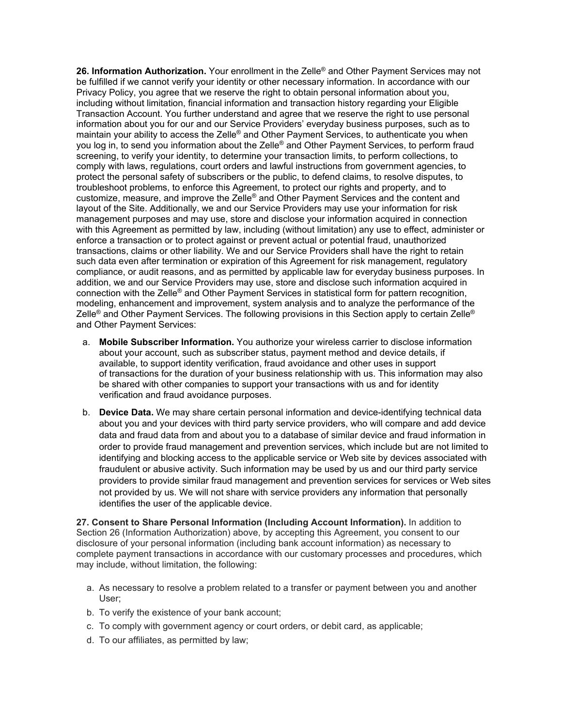**26. Information Authorization.** Your enrollment in the Zelle® and Other Payment Services may not be fulfilled if we cannot verify your identity or other necessary information. In accordance with our Privacy Policy, you agree that we reserve the right to obtain personal information about you, including without limitation, financial information and transaction history regarding your Eligible Transaction Account. You further understand and agree that we reserve the right to use personal information about you for our and our Service Providers' everyday business purposes, such as to maintain your ability to access the Zelle® and Other Payment Services, to authenticate you when you log in, to send you information about the Zelle® and Other Payment Services, to perform fraud screening, to verify your identity, to determine your transaction limits, to perform collections, to comply with laws, regulations, court orders and lawful instructions from government agencies, to protect the personal safety of subscribers or the public, to defend claims, to resolve disputes, to troubleshoot problems, to enforce this Agreement, to protect our rights and property, and to customize, measure, and improve the Zelle® and Other Payment Services and the content and layout of the Site. Additionally, we and our Service Providers may use your information for risk management purposes and may use, store and disclose your information acquired in connection with this Agreement as permitted by law, including (without limitation) any use to effect, administer or enforce a transaction or to protect against or prevent actual or potential fraud, unauthorized transactions, claims or other liability. We and our Service Providers shall have the right to retain such data even after termination or expiration of this Agreement for risk management, regulatory compliance, or audit reasons, and as permitted by applicable law for everyday business purposes. In addition, we and our Service Providers may use, store and disclose such information acquired in connection with the Zelle® and Other Payment Services in statistical form for pattern recognition, modeling, enhancement and improvement, system analysis and to analyze the performance of the Zelle® and Other Payment Services. The following provisions in this Section apply to certain Zelle® and Other Payment Services:

a. **Mobile Subscriber Information.** You authorize your wireless carrier to disclose information about your account, such as subscriber status, payment method and device details, if available, to support identity verification, fraud avoidance and other uses in support of transactions for the duration of your business relationship with us. This information may also be shared with other companies to support your transactions with us and for identity verification and fraud avoidance purposes.

b. **Device Data.** We may share certain personal information and device-identifying technical data about you and your devices with third party service providers, who will compare and add device data and fraud data from and about you to a database of similar device and fraud information in order to provide fraud management and prevention services, which include but are not limited to identifying and blocking access to the applicable service or Web site by devices associated with fraudulent or abusive activity. Such information may be used by us and our third party service providers to provide similar fraud management and prevention services for services or Web sites not provided by us. We will not share with service providers any information that personally identifies the user of the applicable device.

**27. Consent to Share Personal Information (Including Account Information).** In addition to Section 26 (Information Authorization) above, by accepting this Agreement, you consent to our disclosure of your personal information (including bank account information) as necessary to complete payment transactions in accordance with our customary processes and procedures, which may include, without limitation, the following:

a. As necessary to resolve a problem related to a transfer or payment between you and another User;
b. To verify the existence of your bank account;
c. To comply with government agency or court orders, or debit card, as applicable;
d. To our affiliates, as permitted by law;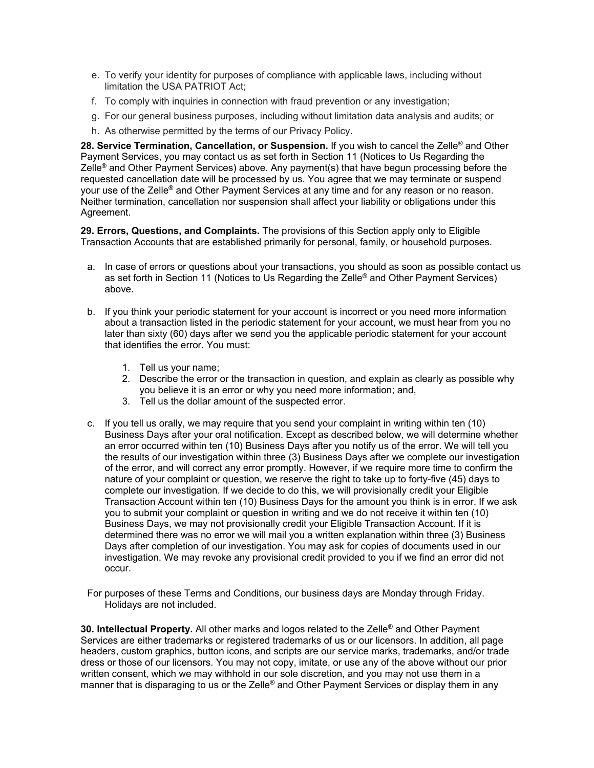e. To verify your identity for purposes of compliance with applicable laws, including without limitation the USA PATRIOT Act;

f. To comply with inquiries in connection with fraud prevention or any investigation;

g. For our general business purposes, including without limitation data analysis and audits; or

h. As otherwise permitted by the terms of our Privacy Policy.

**28. Service Termination, Cancellation, or Suspension.** If you wish to cancel the Zelle® and Other Payment Services, you may contact us as set forth in Section 11 (Notices to Us Regarding the Zelle® and Other Payment Services) above. Any payment(s) that have begun processing before the requested cancellation date will be processed by us. You agree that we may terminate or suspend your use of the Zelle® and Other Payment Services at any time and for any reason or no reason. Neither termination, cancellation nor suspension shall affect your liability or obligations under this Agreement.

**29. Errors, Questions, and Complaints.** The provisions of this Section apply only to Eligible Transaction Accounts that are established primarily for personal, family, or household purposes.

a. In case of errors or questions about your transactions, you should as soon as possible contact us as set forth in Section 11 (Notices to Us Regarding the Zelle® and Other Payment Services) above.

b. If you think your periodic statement for your account is incorrect or you need more information about a transaction listed in the periodic statement for your account, we must hear from you no later than sixty (60) days after we send you the applicable periodic statement for your account that identifies the error. You must:

   1. Tell us your name;
   2. Describe the error or the transaction in question, and explain as clearly as possible why you believe it is an error or why you need more information; and,
   3. Tell us the dollar amount of the suspected error.

c. If you tell us orally, we may require that you send your complaint in writing within ten (10) Business Days after your oral notification. Except as described below, we will determine whether an error occurred within ten (10) Business Days after you notify us of the error. We will tell you the results of our investigation within three (3) Business Days after we complete our investigation of the error, and will correct any error promptly. However, if we require more time to confirm the nature of your complaint or question, we reserve the right to take up to forty-five (45) days to complete our investigation. If we decide to do this, we will provisionally credit your Eligible Transaction Account within ten (10) Business Days for the amount you think is in error. If we ask you to submit your complaint or question in writing and we do not receive it within ten (10) Business Days, we may not provisionally credit your Eligible Transaction Account. If it is determined there was no error we will mail you a written explanation within three (3) Business Days after completion of our investigation. You may ask for copies of documents used in our investigation. We may revoke any provisional credit provided to you if we find an error did not occur.

For purposes of these Terms and Conditions, our business days are Monday through Friday. Holidays are not included.

**30. Intellectual Property.** All other marks and logos related to the Zelle® and Other Payment Services are either trademarks or registered trademarks of us or our licensors. In addition, all page headers, custom graphics, button icons, and scripts are our service marks, trademarks, and/or trade dress or those of our licensors. You may not copy, imitate, or use any of the above without our prior written consent, which we may withhold in our sole discretion, and you may not use them in a manner that is disparaging to us or the Zelle® and Other Payment Services or display them in any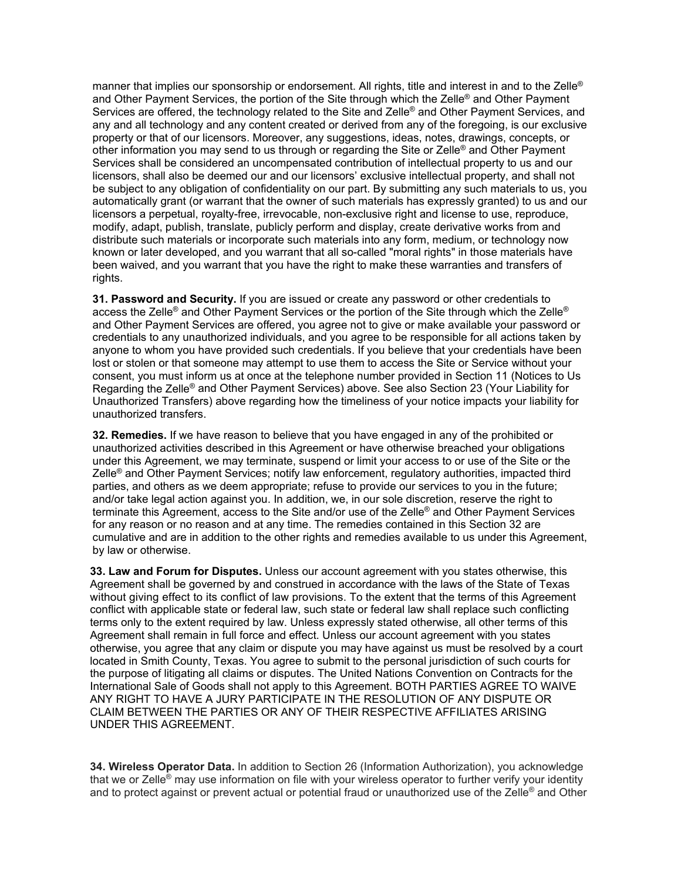manner that implies our sponsorship or endorsement. All rights, title and interest in and to the Zelle® and Other Payment Services, the portion of the Site through which the Zelle® and Other Payment Services are offered, the technology related to the Site and Zelle® and Other Payment Services, and any and all technology and any content created or derived from any of the foregoing, is our exclusive property or that of our licensors. Moreover, any suggestions, ideas, notes, drawings, concepts, or other information you may send to us through or regarding the Site or Zelle® and Other Payment Services shall be considered an uncompensated contribution of intellectual property to us and our licensors, shall also be deemed our and our licensors' exclusive intellectual property, and shall not be subject to any obligation of confidentiality on our part. By submitting any such materials to us, you automatically grant (or warrant that the owner of such materials has expressly granted) to us and our licensors a perpetual, royalty-free, irrevocable, non-exclusive right and license to use, reproduce, modify, adapt, publish, translate, publicly perform and display, create derivative works from and distribute such materials or incorporate such materials into any form, medium, or technology now known or later developed, and you warrant that all so-called "moral rights" in those materials have been waived, and you warrant that you have the right to make these warranties and transfers of rights.

**31. Password and Security.** If you are issued or create any password or other credentials to access the Zelle® and Other Payment Services or the portion of the Site through which the Zelle® and Other Payment Services are offered, you agree not to give or make available your password or credentials to any unauthorized individuals, and you agree to be responsible for all actions taken by anyone to whom you have provided such credentials. If you believe that your credentials have been lost or stolen or that someone may attempt to use them to access the Site or Service without your consent, you must inform us at once at the telephone number provided in Section 11 (Notices to Us Regarding the Zelle® and Other Payment Services) above. See also Section 23 (Your Liability for Unauthorized Transfers) above regarding how the timeliness of your notice impacts your liability for unauthorized transfers.

**32. Remedies.** If we have reason to believe that you have engaged in any of the prohibited or unauthorized activities described in this Agreement or have otherwise breached your obligations under this Agreement, we may terminate, suspend or limit your access to or use of the Site or the Zelle® and Other Payment Services; notify law enforcement, regulatory authorities, impacted third parties, and others as we deem appropriate; refuse to provide our services to you in the future; and/or take legal action against you. In addition, we, in our sole discretion, reserve the right to terminate this Agreement, access to the Site and/or use of the Zelle® and Other Payment Services for any reason or no reason and at any time. The remedies contained in this Section 32 are cumulative and are in addition to the other rights and remedies available to us under this Agreement, by law or otherwise.

**33. Law and Forum for Disputes.** Unless our account agreement with you states otherwise, this Agreement shall be governed by and construed in accordance with the laws of the State of Texas without giving effect to its conflict of law provisions. To the extent that the terms of this Agreement conflict with applicable state or federal law, such state or federal law shall replace such conflicting terms only to the extent required by law. Unless expressly stated otherwise, all other terms of this Agreement shall remain in full force and effect. Unless our account agreement with you states otherwise, you agree that any claim or dispute you may have against us must be resolved by a court located in Smith County, Texas. You agree to submit to the personal jurisdiction of such courts for the purpose of litigating all claims or disputes. The United Nations Convention on Contracts for the International Sale of Goods shall not apply to this Agreement. BOTH PARTIES AGREE TO WAIVE ANY RIGHT TO HAVE A JURY PARTICIPATE IN THE RESOLUTION OF ANY DISPUTE OR CLAIM BETWEEN THE PARTIES OR ANY OF THEIR RESPECTIVE AFFILIATES ARISING UNDER THIS AGREEMENT.

**34. Wireless Operator Data.** In addition to Section 26 (Information Authorization), you acknowledge that we or Zelle® may use information on file with your wireless operator to further verify your identity and to protect against or prevent actual or potential fraud or unauthorized use of the Zelle® and Other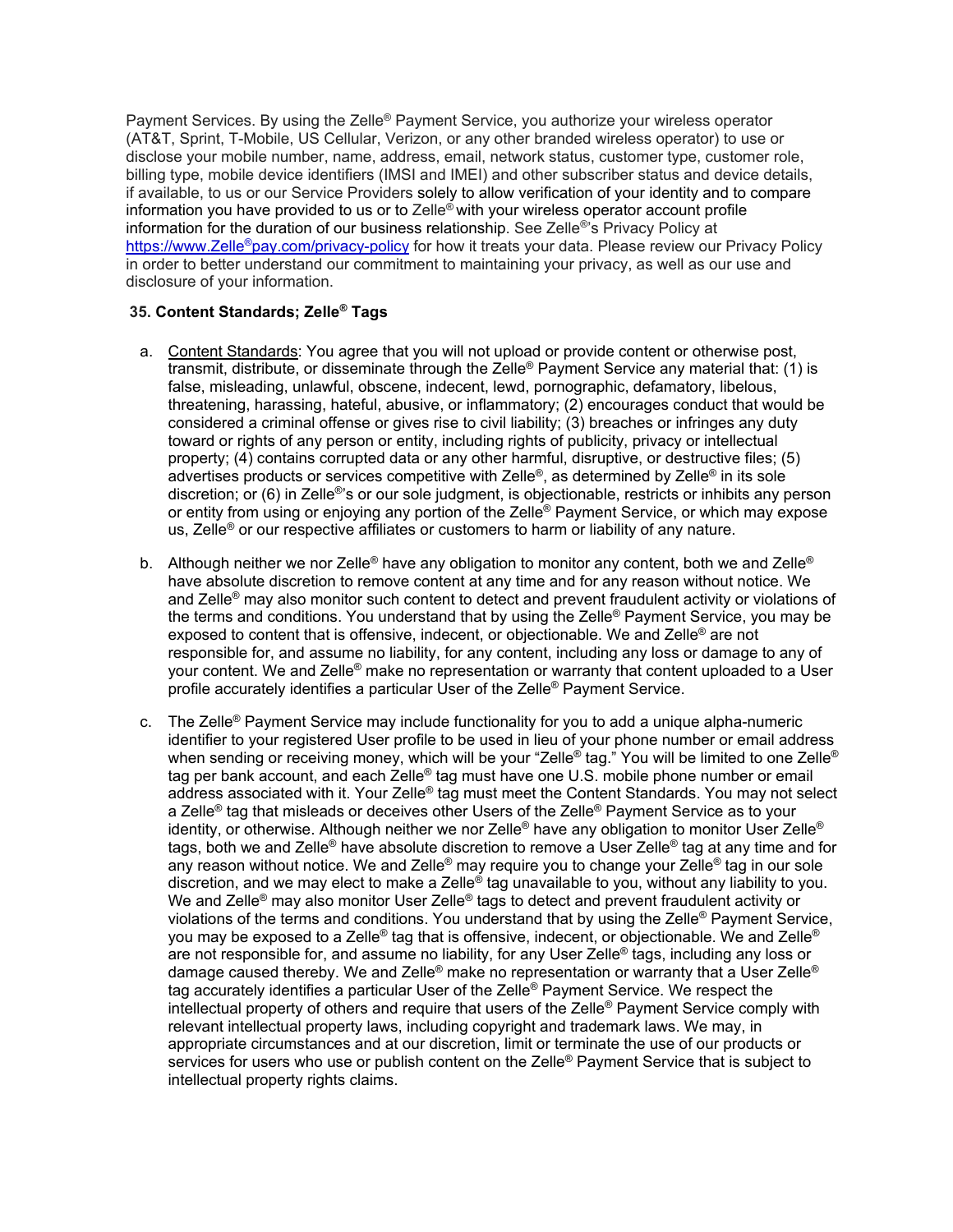Payment Services. By using the Zelle® Payment Service, you authorize your wireless operator (AT&T, Sprint, T-Mobile, US Cellular, Verizon, or any other branded wireless operator) to use or disclose your mobile number, name, address, email, network status, customer type, customer role, billing type, mobile device identifiers (IMSI and IMEI) and other subscriber status and device details, if available, to us or our Service Providers solely to allow verification of your identity and to compare information you have provided to us or to Zelle® with your wireless operator account profile information for the duration of our business relationship. See Zelle®'s Privacy Policy at https://www.Zelle®pay.com/privacy-policy for how it treats your data. Please review our Privacy Policy in order to better understand our commitment to maintaining your privacy, as well as our use and disclosure of your information.

### 35. Content Standards; Zelle® Tags

a. Content Standards: You agree that you will not upload or provide content or otherwise post, transmit, distribute, or disseminate through the Zelle® Payment Service any material that: (1) is false, misleading, unlawful, obscene, indecent, lewd, pornographic, defamatory, libelous, threatening, harassing, hateful, abusive, or inflammatory; (2) encourages conduct that would be considered a criminal offense or gives rise to civil liability; (3) breaches or infringes any duty toward or rights of any person or entity, including rights of publicity, privacy or intellectual property; (4) contains corrupted data or any other harmful, disruptive, or destructive files; (5) advertises products or services competitive with Zelle®, as determined by Zelle® in its sole discretion; or (6) in Zelle®'s or our sole judgment, is objectionable, restricts or inhibits any person or entity from using or enjoying any portion of the Zelle® Payment Service, or which may expose us, Zelle® or our respective affiliates or customers to harm or liability of any nature.

b. Although neither we nor Zelle® have any obligation to monitor any content, both we and Zelle® have absolute discretion to remove content at any time and for any reason without notice. We and Zelle® may also monitor such content to detect and prevent fraudulent activity or violations of the terms and conditions. You understand that by using the Zelle® Payment Service, you may be exposed to content that is offensive, indecent, or objectionable. We and Zelle® are not responsible for, and assume no liability, for any content, including any loss or damage to any of your content. We and Zelle® make no representation or warranty that content uploaded to a User profile accurately identifies a particular User of the Zelle® Payment Service.

c. The Zelle® Payment Service may include functionality for you to add a unique alpha-numeric identifier to your registered User profile to be used in lieu of your phone number or email address when sending or receiving money, which will be your "Zelle® tag." You will be limited to one Zelle® tag per bank account, and each Zelle® tag must have one U.S. mobile phone number or email address associated with it. Your Zelle® tag must meet the Content Standards. You may not select a Zelle® tag that misleads or deceives other Users of the Zelle® Payment Service as to your identity, or otherwise. Although neither we nor Zelle® have any obligation to monitor User Zelle® tags, both we and Zelle® have absolute discretion to remove a User Zelle® tag at any time and for any reason without notice. We and Zelle® may require you to change your Zelle® tag in our sole discretion, and we may elect to make a Zelle® tag unavailable to you, without any liability to you. We and Zelle® may also monitor User Zelle® tags to detect and prevent fraudulent activity or violations of the terms and conditions. You understand that by using the Zelle® Payment Service, you may be exposed to a Zelle® tag that is offensive, indecent, or objectionable. We and Zelle® are not responsible for, and assume no liability, for any User Zelle® tags, including any loss or damage caused thereby. We and Zelle® make no representation or warranty that a User Zelle® tag accurately identifies a particular User of the Zelle® Payment Service. We respect the intellectual property of others and require that users of the Zelle® Payment Service comply with relevant intellectual property laws, including copyright and trademark laws. We may, in appropriate circumstances and at our discretion, limit or terminate the use of our products or services for users who use or publish content on the Zelle® Payment Service that is subject to intellectual property rights claims.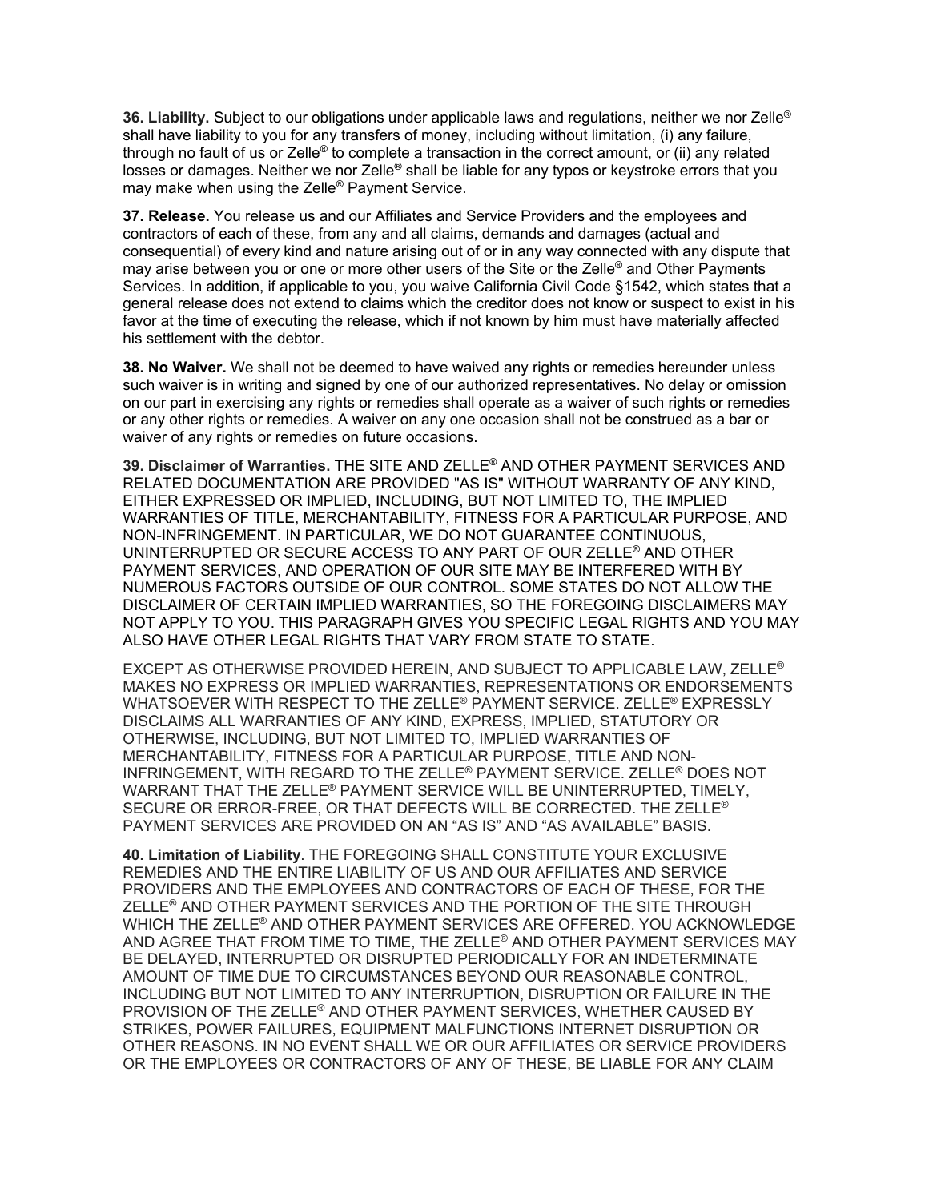**36. Liability.** Subject to our obligations under applicable laws and regulations, neither we nor Zelle® shall have liability to you for any transfers of money, including without limitation, (i) any failure, through no fault of us or Zelle® to complete a transaction in the correct amount, or (ii) any related losses or damages. Neither we nor Zelle® shall be liable for any typos or keystroke errors that you may make when using the Zelle® Payment Service.

**37. Release.** You release us and our Affiliates and Service Providers and the employees and contractors of each of these, from any and all claims, demands and damages (actual and consequential) of every kind and nature arising out of or in any way connected with any dispute that may arise between you or one or more other users of the Site or the Zelle® and Other Payments Services. In addition, if applicable to you, you waive California Civil Code §1542, which states that a general release does not extend to claims which the creditor does not know or suspect to exist in his favor at the time of executing the release, which if not known by him must have materially affected his settlement with the debtor.

**38. No Waiver.** We shall not be deemed to have waived any rights or remedies hereunder unless such waiver is in writing and signed by one of our authorized representatives. No delay or omission on our part in exercising any rights or remedies shall operate as a waiver of such rights or remedies or any other rights or remedies. A waiver on any one occasion shall not be construed as a bar or waiver of any rights or remedies on future occasions.

**39. Disclaimer of Warranties.** THE SITE AND ZELLE® AND OTHER PAYMENT SERVICES AND RELATED DOCUMENTATION ARE PROVIDED "AS IS" WITHOUT WARRANTY OF ANY KIND, EITHER EXPRESSED OR IMPLIED, INCLUDING, BUT NOT LIMITED TO, THE IMPLIED WARRANTIES OF TITLE, MERCHANTABILITY, FITNESS FOR A PARTICULAR PURPOSE, AND NON-INFRINGEMENT. IN PARTICULAR, WE DO NOT GUARANTEE CONTINUOUS, UNINTERRUPTED OR SECURE ACCESS TO ANY PART OF OUR ZELLE® AND OTHER PAYMENT SERVICES, AND OPERATION OF OUR SITE MAY BE INTERFERED WITH BY NUMEROUS FACTORS OUTSIDE OF OUR CONTROL. SOME STATES DO NOT ALLOW THE DISCLAIMER OF CERTAIN IMPLIED WARRANTIES, SO THE FOREGOING DISCLAIMERS MAY NOT APPLY TO YOU. THIS PARAGRAPH GIVES YOU SPECIFIC LEGAL RIGHTS AND YOU MAY ALSO HAVE OTHER LEGAL RIGHTS THAT VARY FROM STATE TO STATE.

EXCEPT AS OTHERWISE PROVIDED HEREIN, AND SUBJECT TO APPLICABLE LAW, ZELLE® MAKES NO EXPRESS OR IMPLIED WARRANTIES, REPRESENTATIONS OR ENDORSEMENTS WHATSOEVER WITH RESPECT TO THE ZELLE® PAYMENT SERVICE. ZELLE® EXPRESSLY DISCLAIMS ALL WARRANTIES OF ANY KIND, EXPRESS, IMPLIED, STATUTORY OR OTHERWISE, INCLUDING, BUT NOT LIMITED TO, IMPLIED WARRANTIES OF MERCHANTABILITY, FITNESS FOR A PARTICULAR PURPOSE, TITLE AND NON-INFRINGEMENT, WITH REGARD TO THE ZELLE® PAYMENT SERVICE. ZELLE® DOES NOT WARRANT THAT THE ZELLE® PAYMENT SERVICE WILL BE UNINTERRUPTED, TIMELY, SECURE OR ERROR-FREE, OR THAT DEFECTS WILL BE CORRECTED. THE ZELLE® PAYMENT SERVICES ARE PROVIDED ON AN "AS IS" AND "AS AVAILABLE" BASIS.

**40. Limitation of Liability**. THE FOREGOING SHALL CONSTITUTE YOUR EXCLUSIVE REMEDIES AND THE ENTIRE LIABILITY OF US AND OUR AFFILIATES AND SERVICE PROVIDERS AND THE EMPLOYEES AND CONTRACTORS OF EACH OF THESE, FOR THE ZELLE® AND OTHER PAYMENT SERVICES AND THE PORTION OF THE SITE THROUGH WHICH THE ZELLE® AND OTHER PAYMENT SERVICES ARE OFFERED. YOU ACKNOWLEDGE AND AGREE THAT FROM TIME TO TIME, THE ZELLE® AND OTHER PAYMENT SERVICES MAY BE DELAYED, INTERRUPTED OR DISRUPTED PERIODICALLY FOR AN INDETERMINATE AMOUNT OF TIME DUE TO CIRCUMSTANCES BEYOND OUR REASONABLE CONTROL, INCLUDING BUT NOT LIMITED TO ANY INTERRUPTION, DISRUPTION OR FAILURE IN THE PROVISION OF THE ZELLE® AND OTHER PAYMENT SERVICES, WHETHER CAUSED BY STRIKES, POWER FAILURES, EQUIPMENT MALFUNCTIONS INTERNET DISRUPTION OR OTHER REASONS. IN NO EVENT SHALL WE OR OUR AFFILIATES OR SERVICE PROVIDERS OR THE EMPLOYEES OR CONTRACTORS OF ANY OF THESE, BE LIABLE FOR ANY CLAIM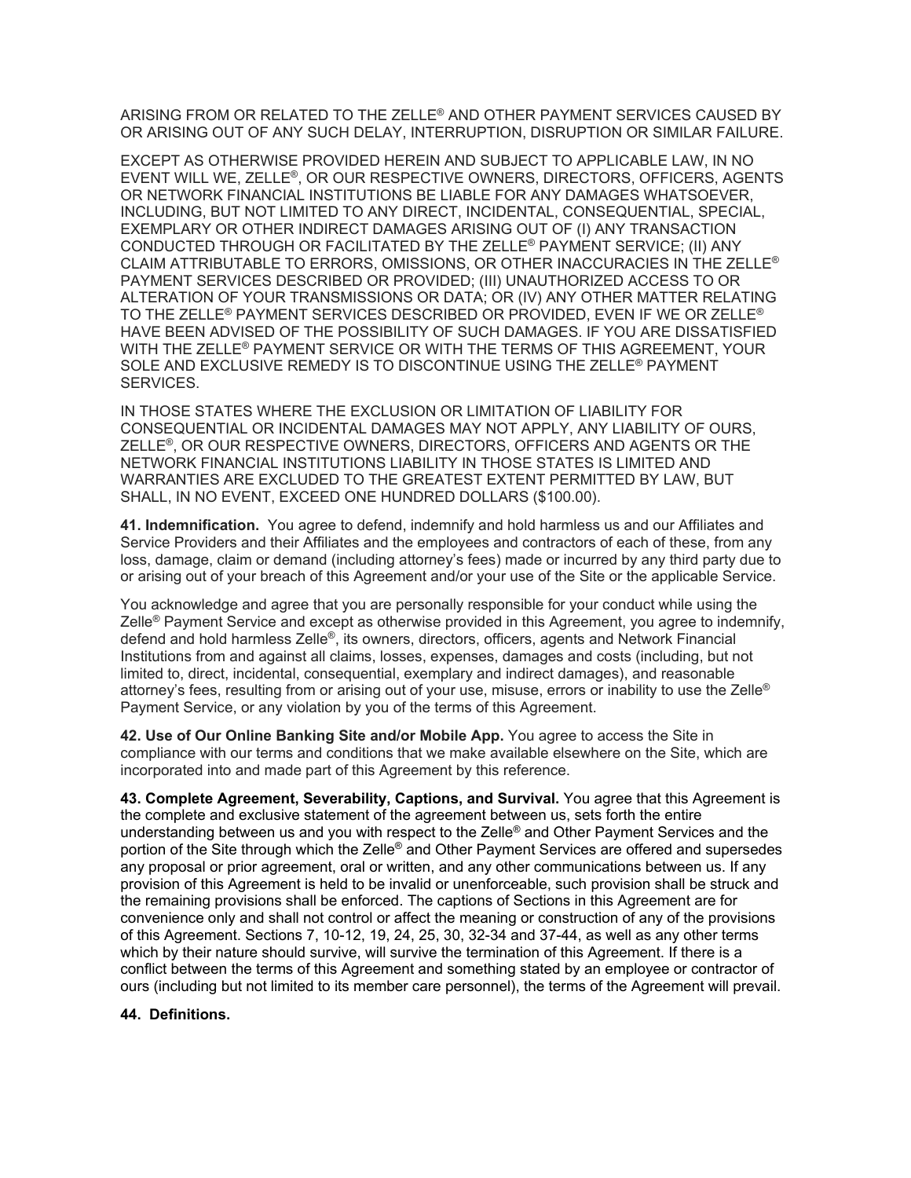ARISING FROM OR RELATED TO THE ZELLE® AND OTHER PAYMENT SERVICES CAUSED BY OR ARISING OUT OF ANY SUCH DELAY, INTERRUPTION, DISRUPTION OR SIMILAR FAILURE.

EXCEPT AS OTHERWISE PROVIDED HEREIN AND SUBJECT TO APPLICABLE LAW, IN NO EVENT WILL WE, ZELLE®, OR OUR RESPECTIVE OWNERS, DIRECTORS, OFFICERS, AGENTS OR NETWORK FINANCIAL INSTITUTIONS BE LIABLE FOR ANY DAMAGES WHATSOEVER, INCLUDING, BUT NOT LIMITED TO ANY DIRECT, INCIDENTAL, CONSEQUENTIAL, SPECIAL, EXEMPLARY OR OTHER INDIRECT DAMAGES ARISING OUT OF (I) ANY TRANSACTION CONDUCTED THROUGH OR FACILITATED BY THE ZELLE® PAYMENT SERVICE; (II) ANY CLAIM ATTRIBUTABLE TO ERRORS, OMISSIONS, OR OTHER INACCURACIES IN THE ZELLE® PAYMENT SERVICES DESCRIBED OR PROVIDED; (III) UNAUTHORIZED ACCESS TO OR ALTERATION OF YOUR TRANSMISSIONS OR DATA; OR (IV) ANY OTHER MATTER RELATING TO THE ZELLE® PAYMENT SERVICES DESCRIBED OR PROVIDED, EVEN IF WE OR ZELLE® HAVE BEEN ADVISED OF THE POSSIBILITY OF SUCH DAMAGES. IF YOU ARE DISSATISFIED WITH THE ZELLE® PAYMENT SERVICE OR WITH THE TERMS OF THIS AGREEMENT, YOUR SOLE AND EXCLUSIVE REMEDY IS TO DISCONTINUE USING THE ZELLE® PAYMENT SERVICES.

IN THOSE STATES WHERE THE EXCLUSION OR LIMITATION OF LIABILITY FOR CONSEQUENTIAL OR INCIDENTAL DAMAGES MAY NOT APPLY, ANY LIABILITY OF OURS, ZELLE®, OR OUR RESPECTIVE OWNERS, DIRECTORS, OFFICERS AND AGENTS OR THE NETWORK FINANCIAL INSTITUTIONS LIABILITY IN THOSE STATES IS LIMITED AND WARRANTIES ARE EXCLUDED TO THE GREATEST EXTENT PERMITTED BY LAW, BUT SHALL, IN NO EVENT, EXCEED ONE HUNDRED DOLLARS ($100.00).

**41. Indemnification.** You agree to defend, indemnify and hold harmless us and our Affiliates and Service Providers and their Affiliates and the employees and contractors of each of these, from any loss, damage, claim or demand (including attorney's fees) made or incurred by any third party due to or arising out of your breach of this Agreement and/or your use of the Site or the applicable Service.

You acknowledge and agree that you are personally responsible for your conduct while using the Zelle® Payment Service and except as otherwise provided in this Agreement, you agree to indemnify, defend and hold harmless Zelle®, its owners, directors, officers, agents and Network Financial Institutions from and against all claims, losses, expenses, damages and costs (including, but not limited to, direct, incidental, consequential, exemplary and indirect damages), and reasonable attorney's fees, resulting from or arising out of your use, misuse, errors or inability to use the Zelle® Payment Service, or any violation by you of the terms of this Agreement.

**42. Use of Our Online Banking Site and/or Mobile App.** You agree to access the Site in compliance with our terms and conditions that we make available elsewhere on the Site, which are incorporated into and made part of this Agreement by this reference.

**43. Complete Agreement, Severability, Captions, and Survival.** You agree that this Agreement is the complete and exclusive statement of the agreement between us, sets forth the entire understanding between us and you with respect to the Zelle® and Other Payment Services and the portion of the Site through which the Zelle® and Other Payment Services are offered and supersedes any proposal or prior agreement, oral or written, and any other communications between us. If any provision of this Agreement is held to be invalid or unenforceable, such provision shall be struck and the remaining provisions shall be enforced. The captions of Sections in this Agreement are for convenience only and shall not control or affect the meaning or construction of any of the provisions of this Agreement. Sections 7, 10-12, 19, 24, 25, 30, 32-34 and 37-44, as well as any other terms which by their nature should survive, will survive the termination of this Agreement. If there is a conflict between the terms of this Agreement and something stated by an employee or contractor of ours (including but not limited to its member care personnel), the terms of the Agreement will prevail.

**44. Definitions.**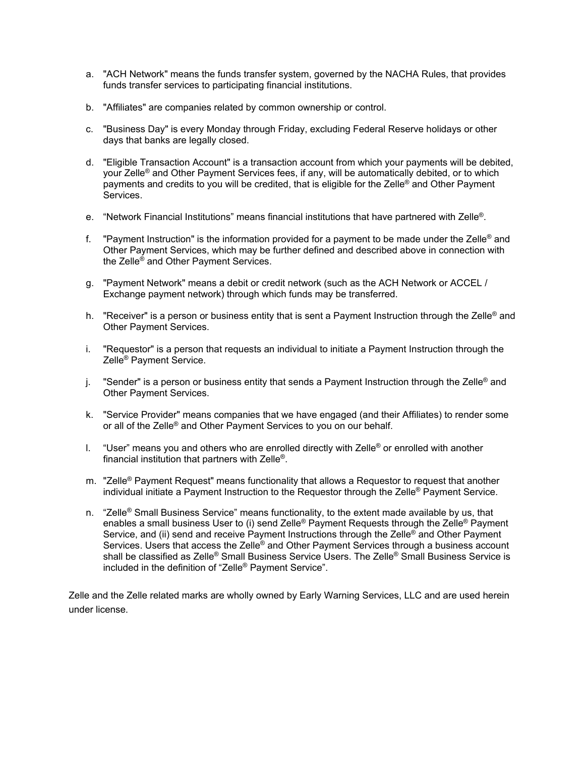a. "ACH Network" means the funds transfer system, governed by the NACHA Rules, that provides funds transfer services to participating financial institutions.

b. "Affiliates" are companies related by common ownership or control.

c. "Business Day" is every Monday through Friday, excluding Federal Reserve holidays or other days that banks are legally closed.

d. "Eligible Transaction Account" is a transaction account from which your payments will be debited, your Zelle® and Other Payment Services fees, if any, will be automatically debited, or to which payments and credits to you will be credited, that is eligible for the Zelle® and Other Payment Services.

e. “Network Financial Institutions” means financial institutions that have partnered with Zelle®.

f. "Payment Instruction" is the information provided for a payment to be made under the Zelle® and Other Payment Services, which may be further defined and described above in connection with the Zelle® and Other Payment Services.

g. "Payment Network" means a debit or credit network (such as the ACH Network or ACCEL / Exchange payment network) through which funds may be transferred.

h. "Receiver" is a person or business entity that is sent a Payment Instruction through the Zelle® and Other Payment Services.

i. "Requestor" is a person that requests an individual to initiate a Payment Instruction through the Zelle® Payment Service.

j. "Sender" is a person or business entity that sends a Payment Instruction through the Zelle® and Other Payment Services.

k. "Service Provider" means companies that we have engaged (and their Affiliates) to render some or all of the Zelle® and Other Payment Services to you on our behalf.

l. “User” means you and others who are enrolled directly with Zelle® or enrolled with another financial institution that partners with Zelle®.

m. "Zelle® Payment Request" means functionality that allows a Requestor to request that another individual initiate a Payment Instruction to the Requestor through the Zelle® Payment Service.

n. “Zelle® Small Business Service” means functionality, to the extent made available by us, that enables a small business User to (i) send Zelle® Payment Requests through the Zelle® Payment Service, and (ii) send and receive Payment Instructions through the Zelle® and Other Payment Services. Users that access the Zelle® and Other Payment Services through a business account shall be classified as Zelle® Small Business Service Users. The Zelle® Small Business Service is included in the definition of “Zelle® Payment Service”.

Zelle and the Zelle related marks are wholly owned by Early Warning Services, LLC and are used herein under license.